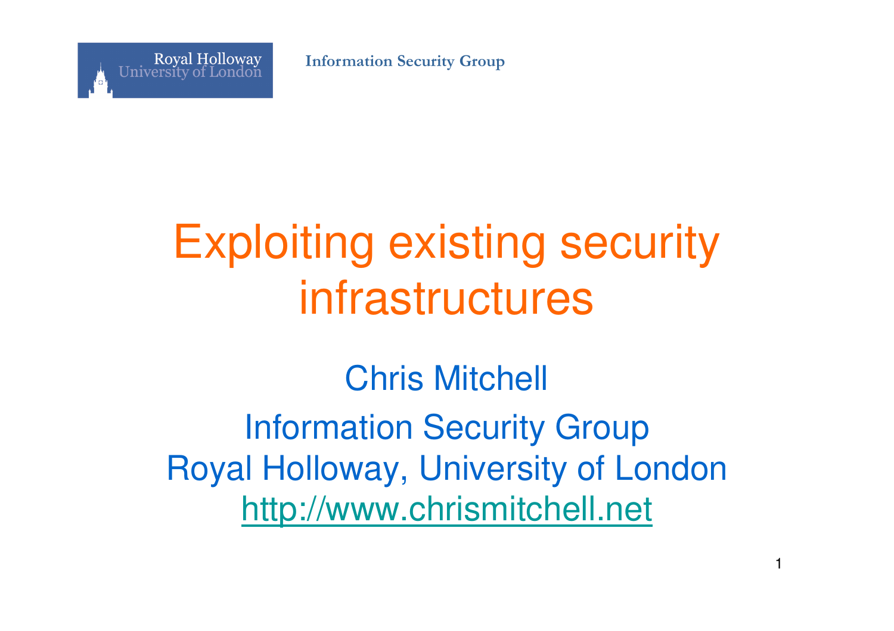# Exploiting existing security infrastructures

Chris Mitchell

Information Security Group

Royal Holloway, University of London

http://www.chrismitchell.net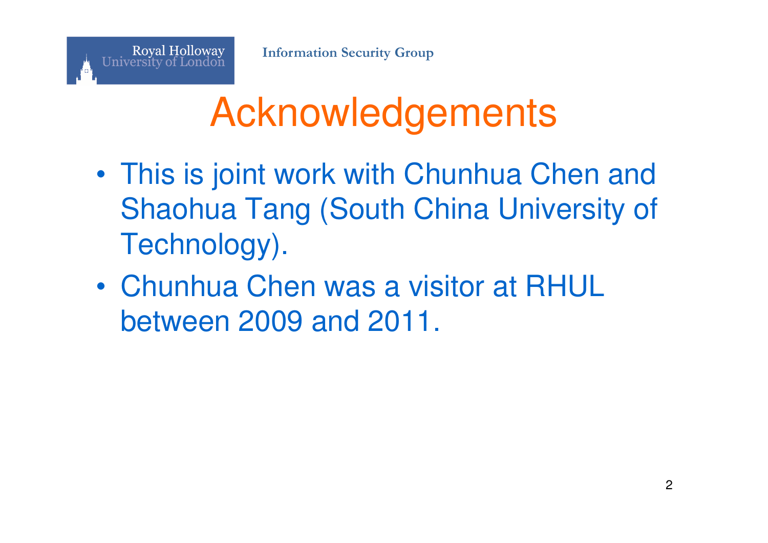# Acknowledgements

- This is joint work with Chunhua Chen and Shaohua Tang (South China University of Technology).
- Chunhua Chen was a visitor at RHUL between 2009 and 2011.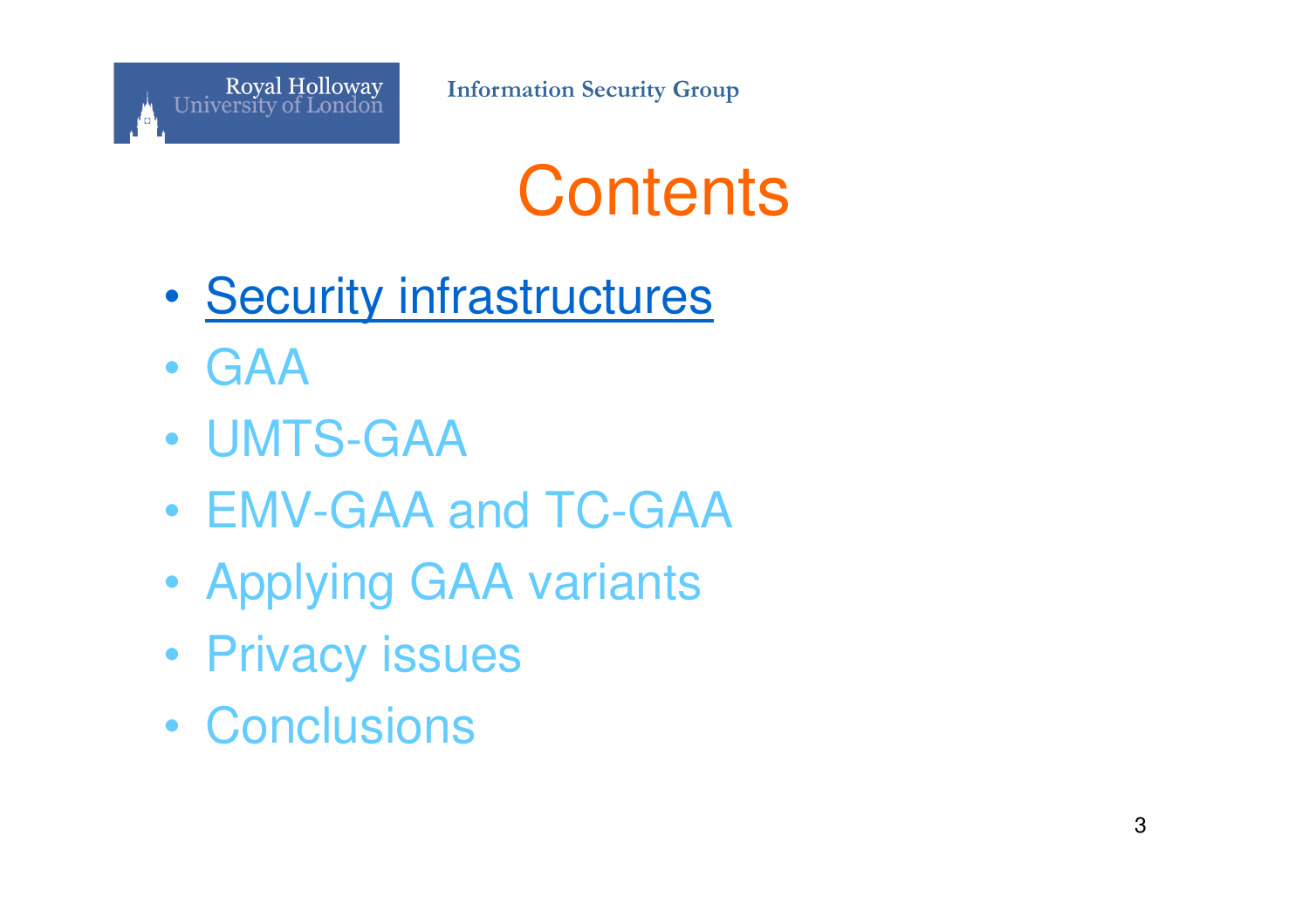# Contents

- Security infrastructures
- GAA
- UMTS-GAA
- EMV-GAA and TC-GAA
- Applying GAA variants
- Privacy issues
- Conclusions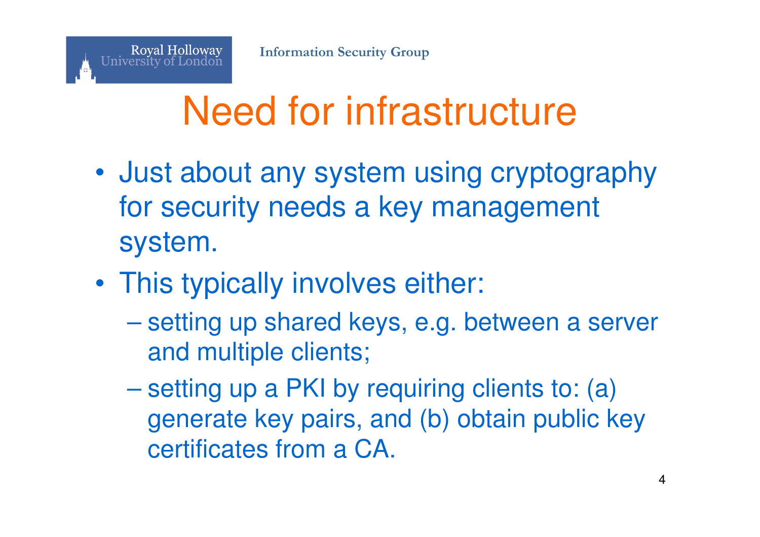# Need for infrastructure

- Just about any system using cryptography for security needs a key management system.
- This typically involves either:
  - setting up shared keys, e.g. between a server and multiple clients;
  - setting up a PKI by requiring clients to: (a) generate key pairs, and (b) obtain public key certificates from a CA.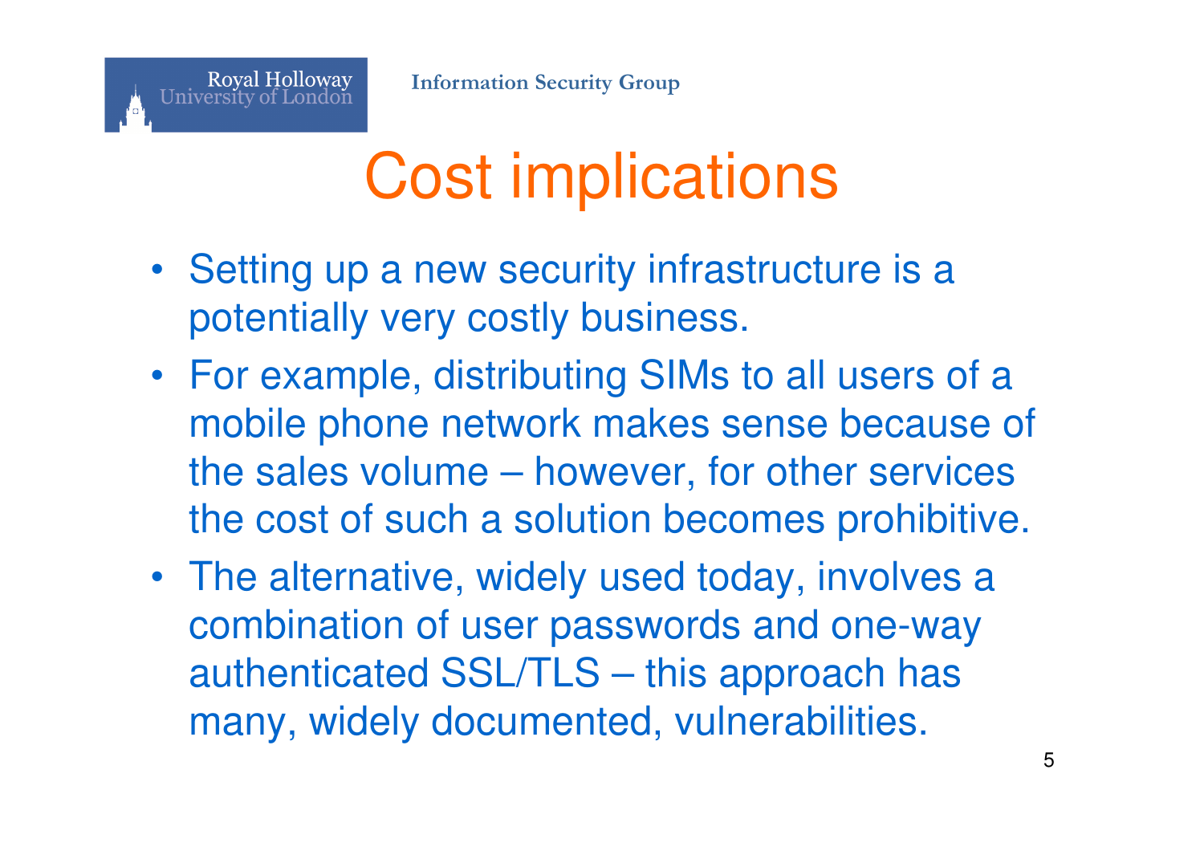# Cost implications

- Setting up a new security infrastructure is a potentially very costly business.
- For example, distributing SIMs to all users of a mobile phone network makes sense because of the sales volume – however, for other services the cost of such a solution becomes prohibitive.
- The alternative, widely used today, involves a combination of user passwords and one-way authenticated SSL/TLS – this approach has many, widely documented, vulnerabilities.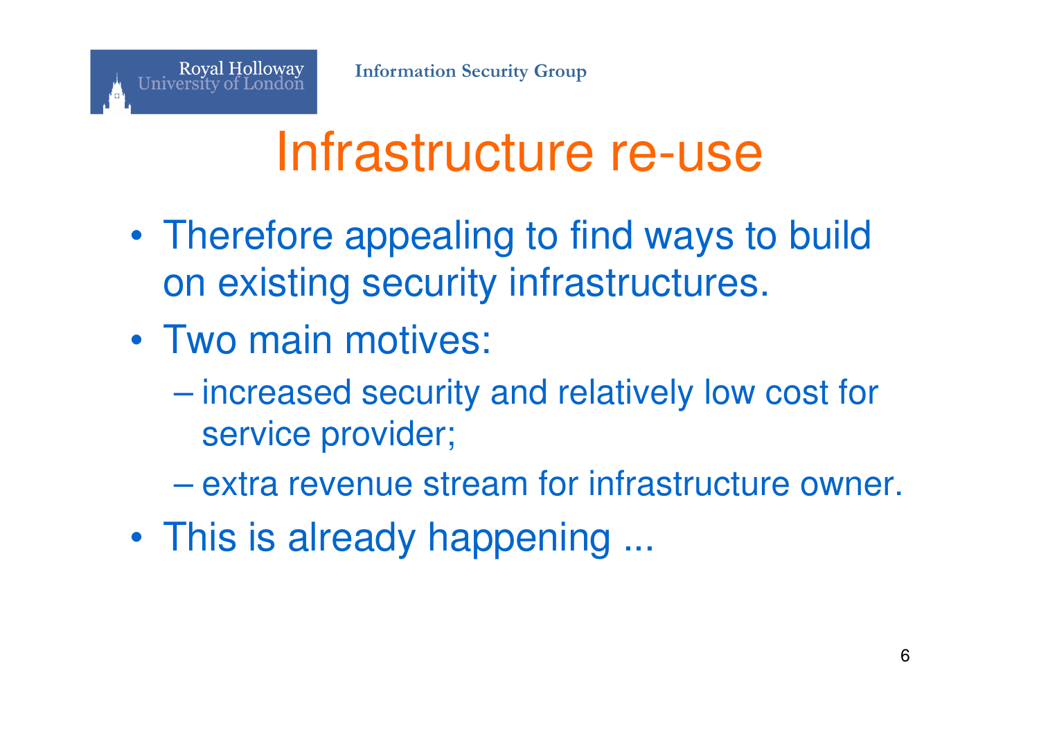# Infrastructure re-use

- Therefore appealing to find ways to build on existing security infrastructures.
- Two main motives:
  - increased security and relatively low cost for service provider;
  - extra revenue stream for infrastructure owner.
- This is already happening ...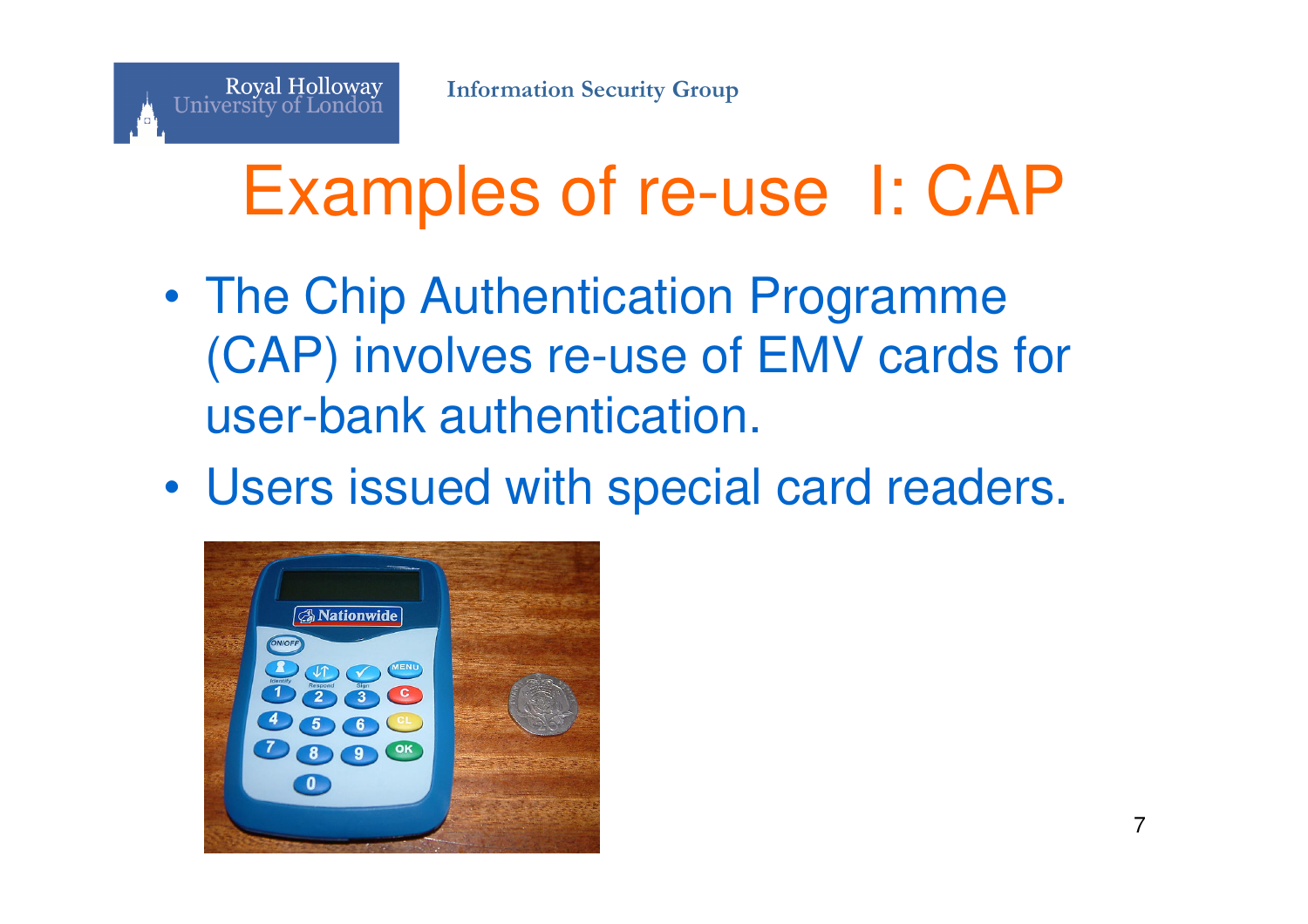# Examples of re-use I: CAP

- The Chip Authentication Programme (CAP) involves re-use of EMV cards for user-bank authentication.
- Users issued with special card readers.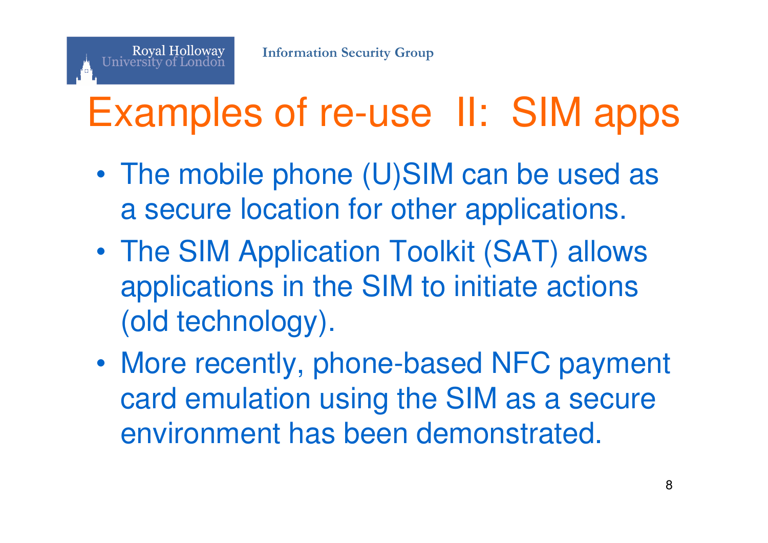# Examples of re-use II: SIM apps

- The mobile phone (U)SIM can be used as a secure location for other applications.
- The SIM Application Toolkit (SAT) allows applications in the SIM to initiate actions (old technology).
- More recently, phone-based NFC payment card emulation using the SIM as a secure environment has been demonstrated.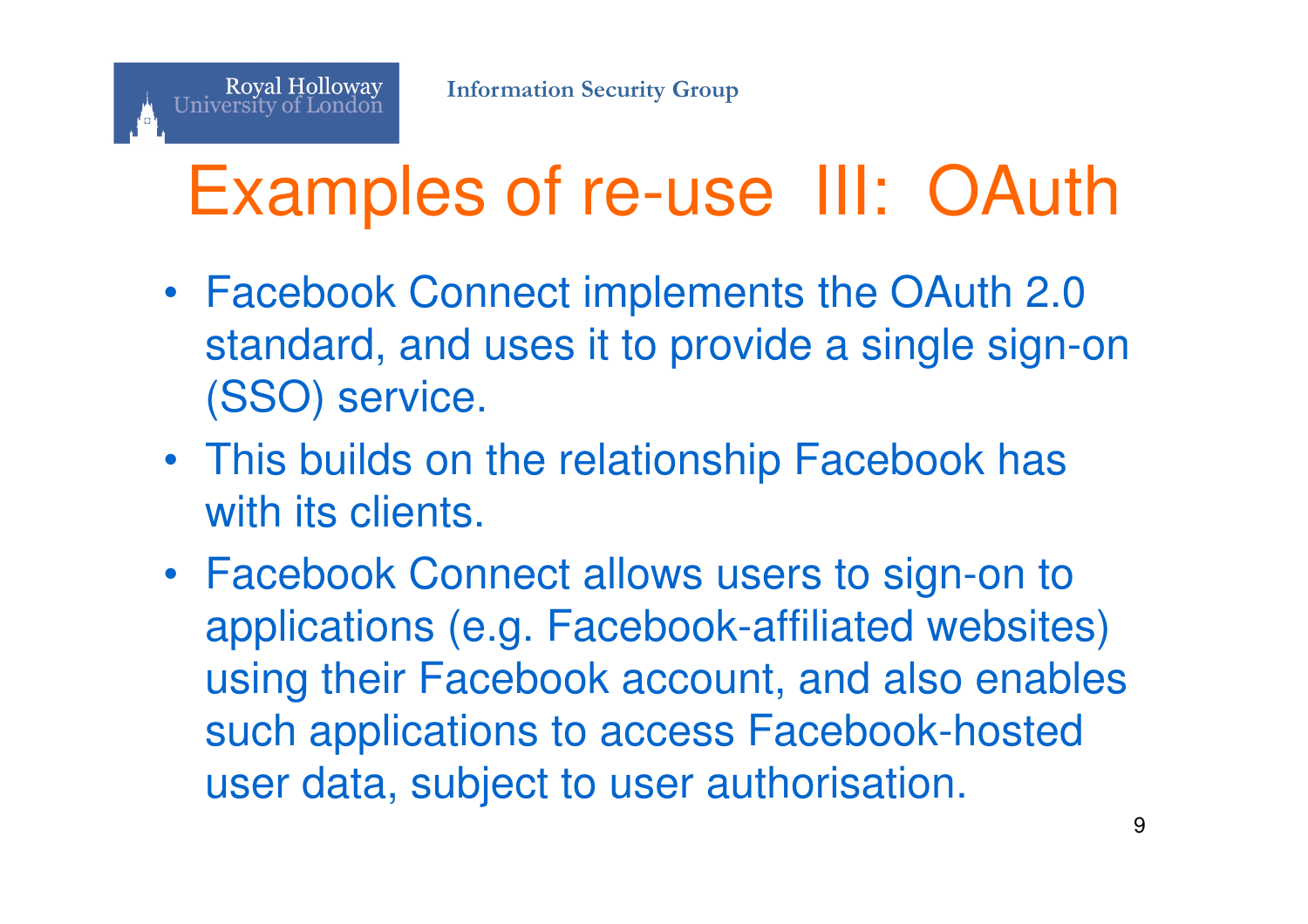# Examples of re-use III: OAuth

- Facebook Connect implements the OAuth 2.0 standard, and uses it to provide a single sign-on (SSO) service.
- This builds on the relationship Facebook has with its clients.
- Facebook Connect allows users to sign-on to applications (e.g. Facebook-affiliated websites) using their Facebook account, and also enables such applications to access Facebook-hosted user data, subject to user authorisation.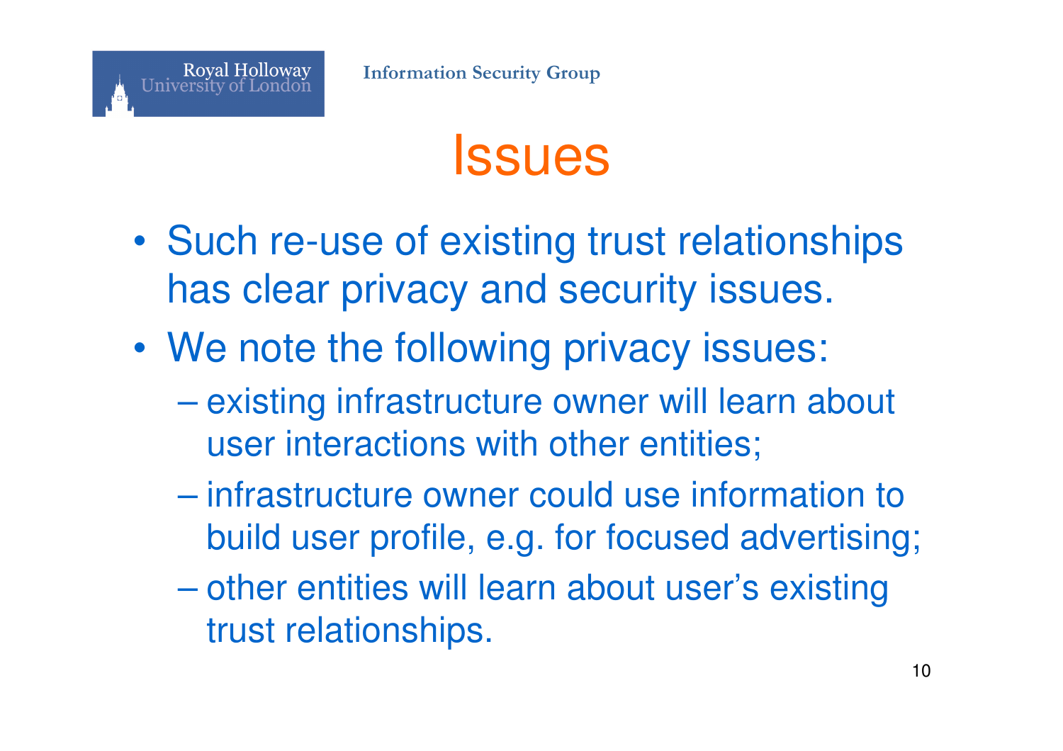# Issues

- Such re-use of existing trust relationships has clear privacy and security issues.
- We note the following privacy issues:
  - existing infrastructure owner will learn about user interactions with other entities;
  - infrastructure owner could use information to build user profile, e.g. for focused advertising;
  - other entities will learn about user's existing trust relationships.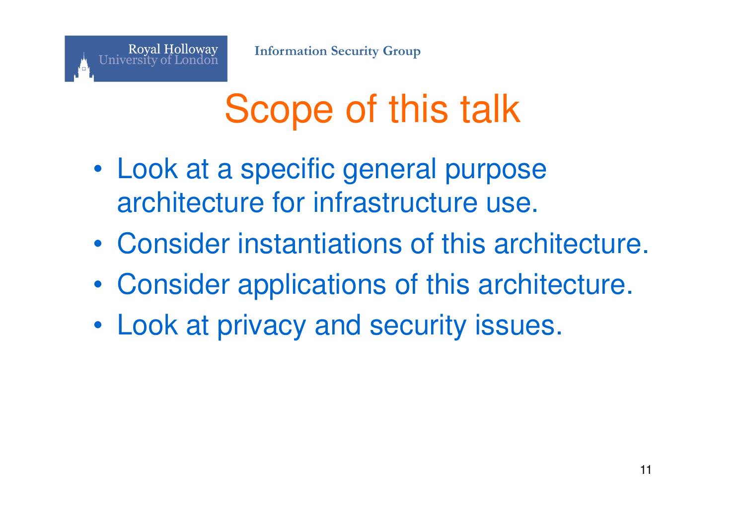# Scope of this talk

- Look at a specific general purpose architecture for infrastructure use.
- Consider instantiations of this architecture.
- Consider applications of this architecture.
- Look at privacy and security issues.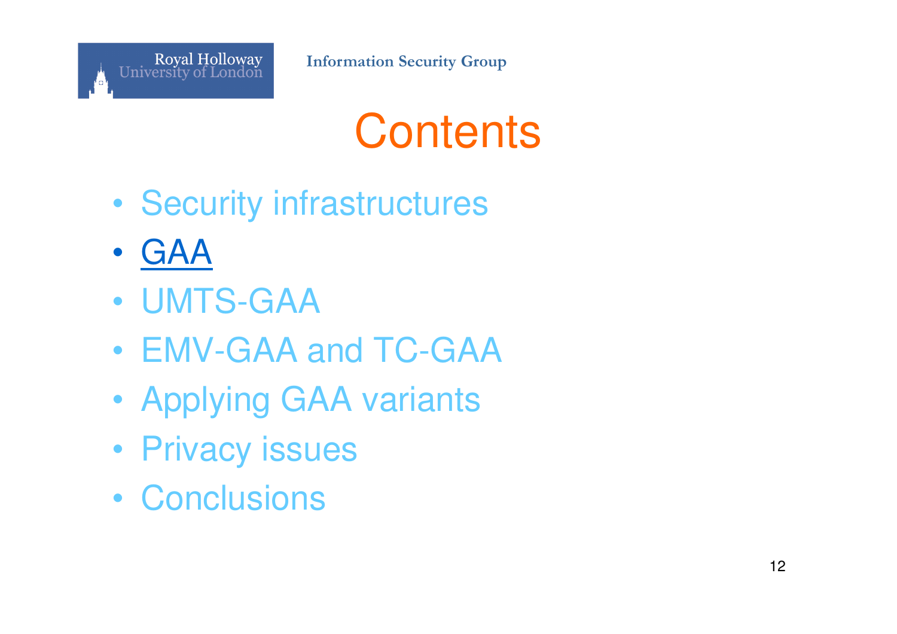# Contents

- Security infrastructures
- **GAA**
- UMTS-GAA
- EMV-GAA and TC-GAA
- Applying GAA variants
- Privacy issues
- Conclusions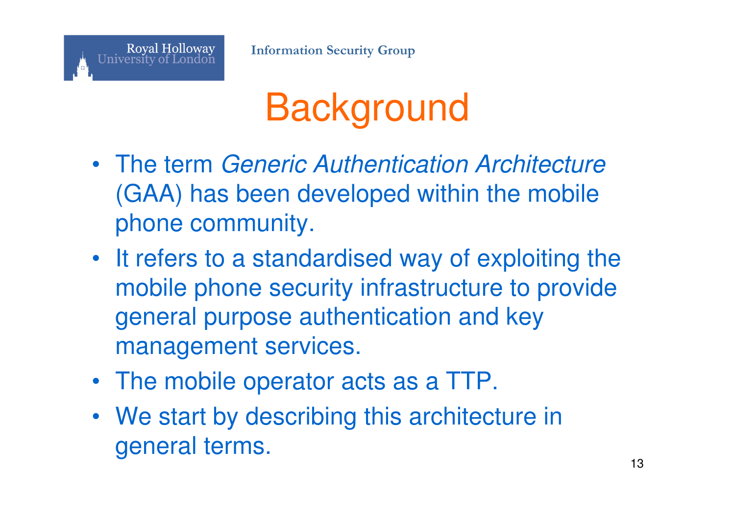# Background

- The term *Generic Authentication Architecture* (GAA) has been developed within the mobile phone community.
- It refers to a standardised way of exploiting the mobile phone security infrastructure to provide general purpose authentication and key management services.
- The mobile operator acts as a TTP.
- We start by describing this architecture in general terms.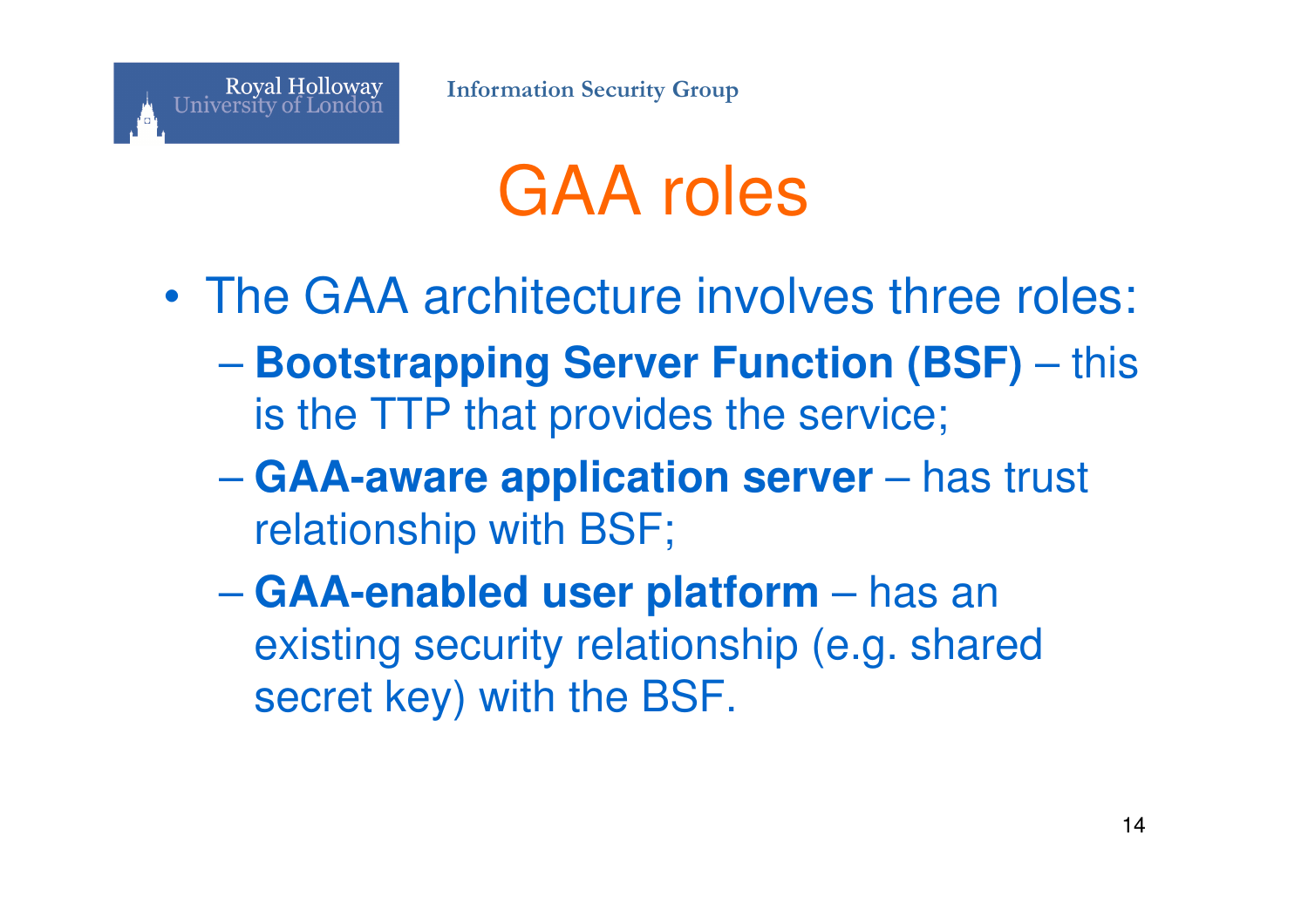# GAA roles

- The GAA architecture involves three roles:
  - **Bootstrapping Server Function (BSF)** – this is the TTP that provides the service;
  - **GAA-aware application server** – has trust relationship with BSF;
  - **GAA-enabled user platform** – has an existing security relationship (e.g. shared secret key) with the BSF.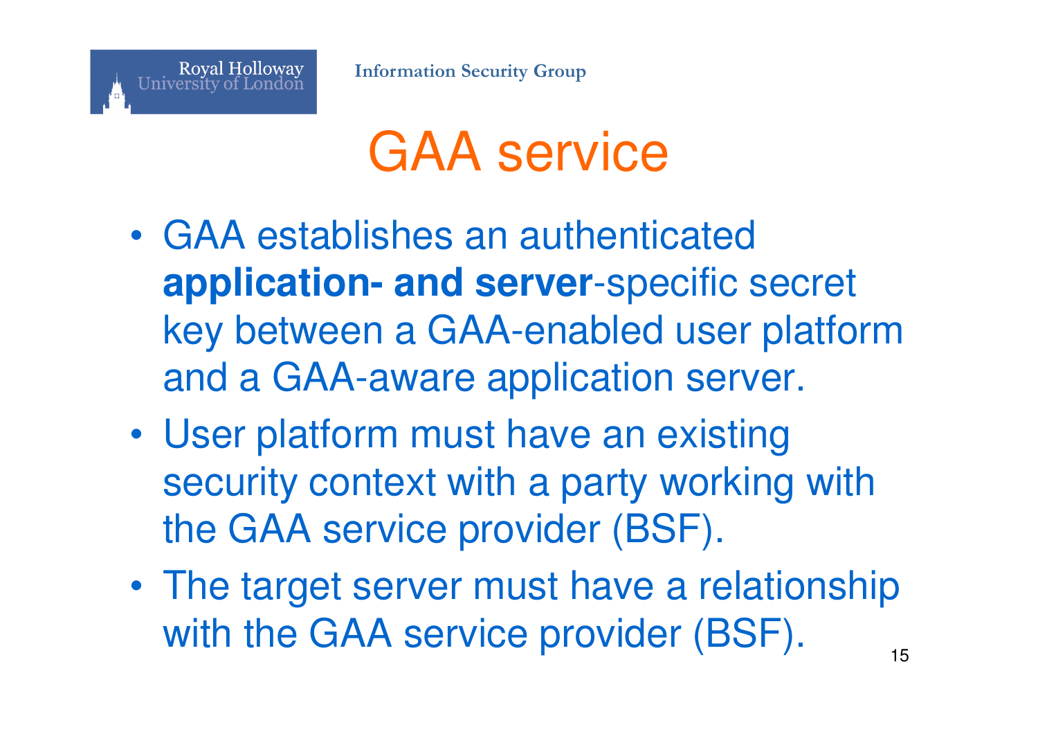# GAA service

- GAA establishes an authenticated **application- and server**-specific secret key between a GAA-enabled user platform and a GAA-aware application server.
- User platform must have an existing security context with a party working with the GAA service provider (BSF).
- The target server must have a relationship with the GAA service provider (BSF).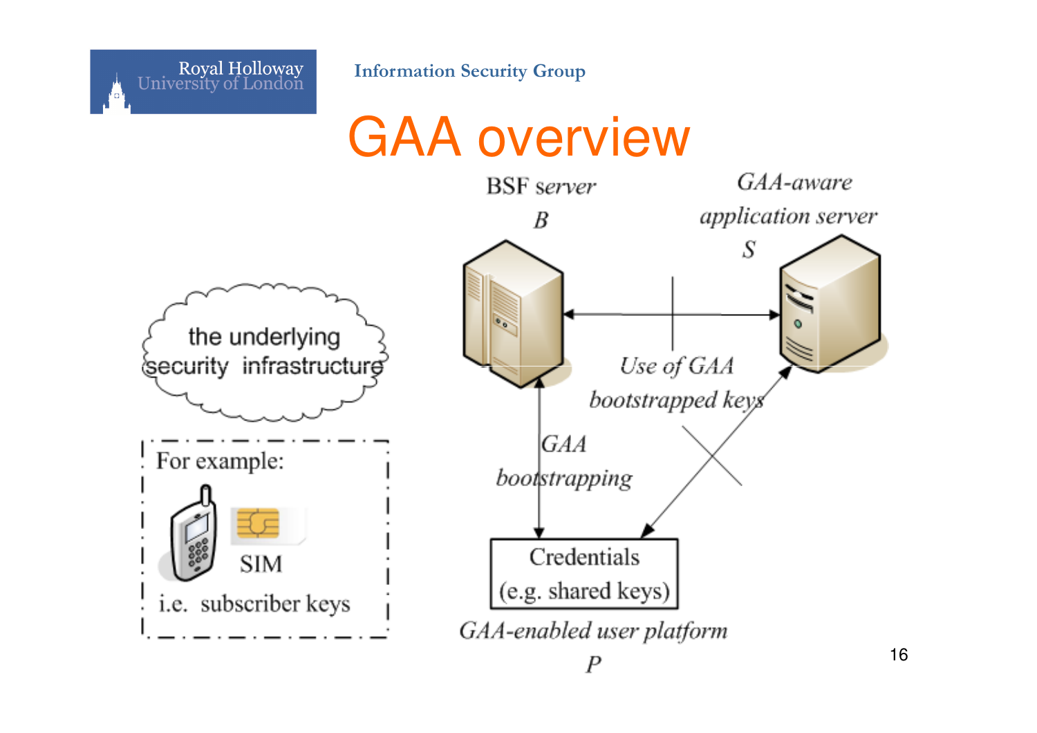# GAA overview

BSF server

*B*

GAA-aware application server

*S*

the underlying security infrastructure

*Use of GAA bootstrapped keys*

*GAA bootstrapping*

For example:

SIM

i.e. subscriber keys

Credentials (e.g. shared keys)

*GAA-enabled user platform*

*P*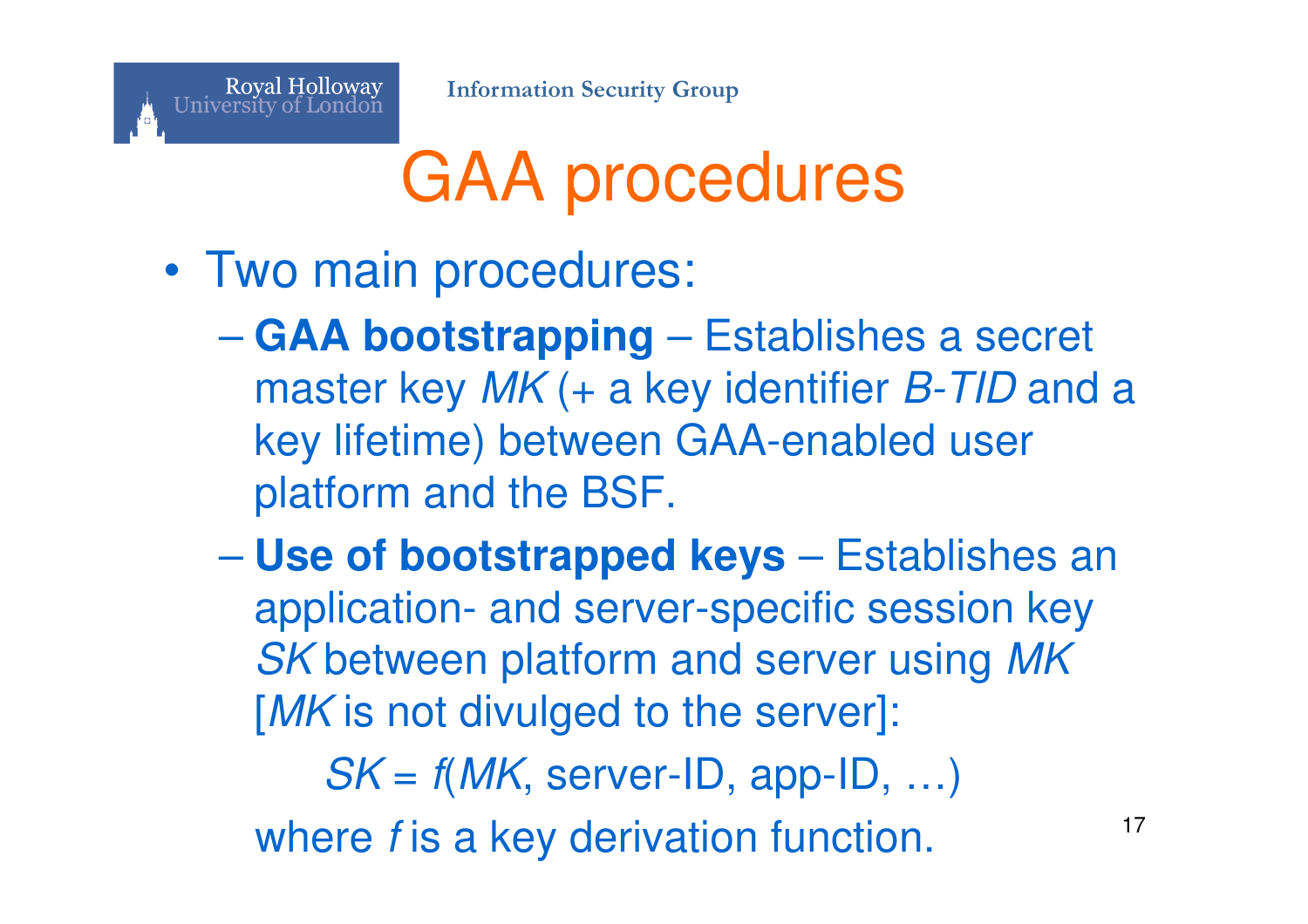# GAA procedures

- Two main procedures:
  - **GAA bootstrapping** – Establishes a secret master key *MK* (+ a key identifier *B-TID* and a key lifetime) between GAA-enabled user platform and the BSF.
  - **Use of bootstrapped keys** – Establishes an application- and server-specific session key *SK* between platform and server using *MK* [*MK* is not divulged to the server]:

    $$SK = f(MK, \text{server-ID}, \text{app-ID}, \ldots)$$

    where *f* is a key derivation function.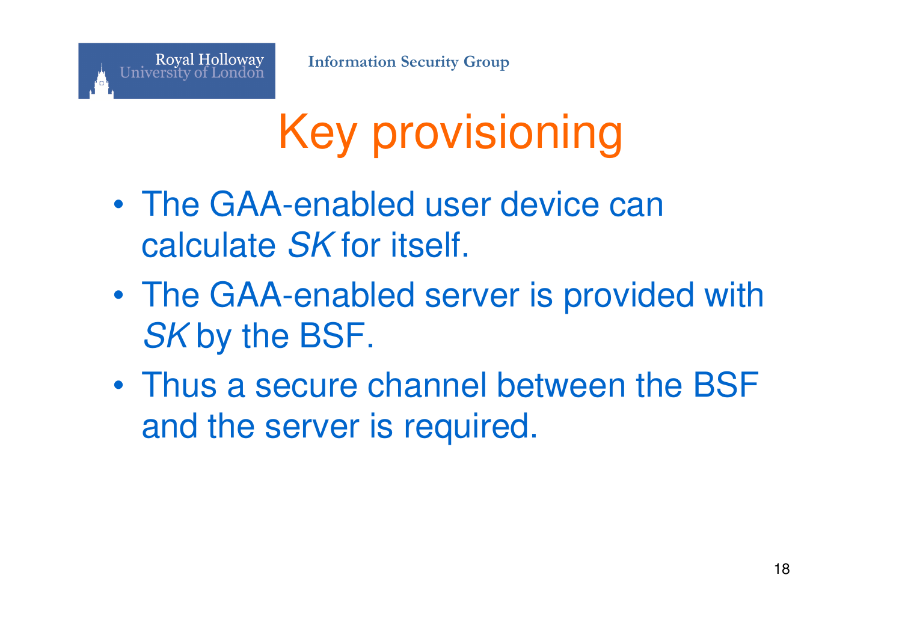# Key provisioning

- The GAA-enabled user device can calculate *SK* for itself.
- The GAA-enabled server is provided with *SK* by the BSF.
- Thus a secure channel between the BSF and the server is required.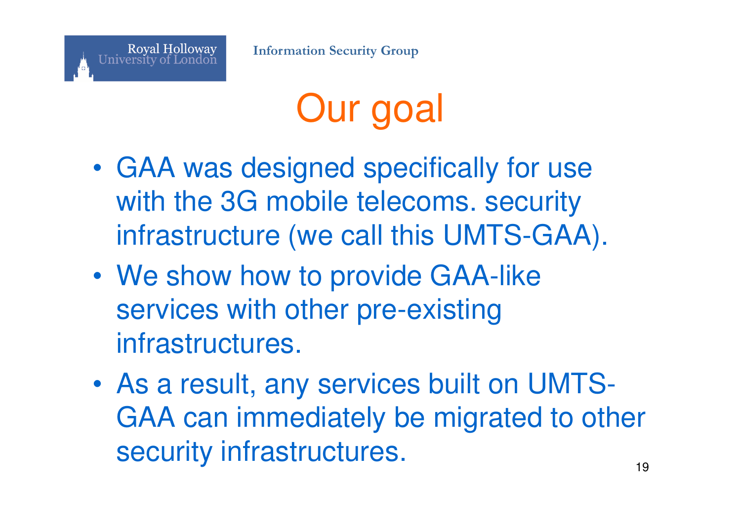# Our goal

- GAA was designed specifically for use with the 3G mobile telecoms. security infrastructure (we call this UMTS-GAA).
- We show how to provide GAA-like services with other pre-existing infrastructures.
- As a result, any services built on UMTS-GAA can immediately be migrated to other security infrastructures.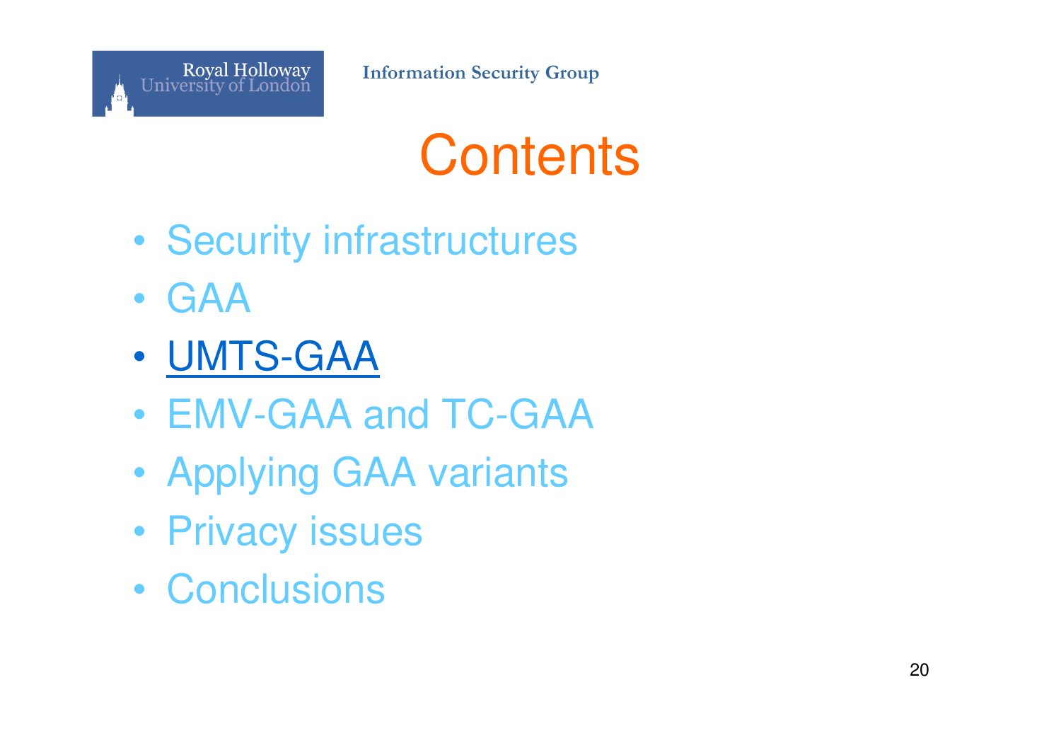# Contents

- Security infrastructures
- GAA
- UMTS-GAA
- EMV-GAA and TC-GAA
- Applying GAA variants
- Privacy issues
- Conclusions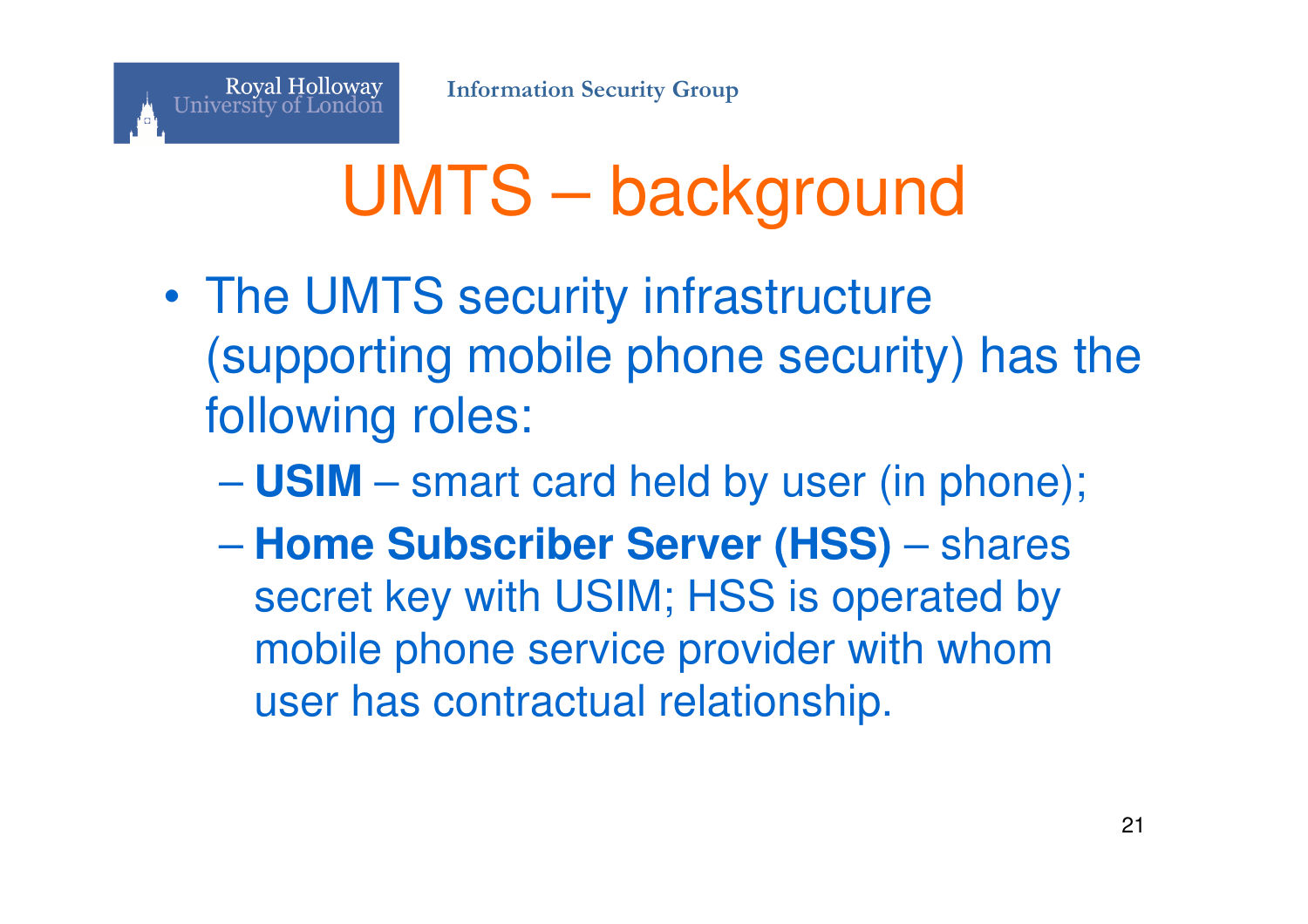# UMTS – background

- The UMTS security infrastructure (supporting mobile phone security) has the following roles:
  - **USIM** – smart card held by user (in phone);
  - **Home Subscriber Server (HSS)** – shares secret key with USIM; HSS is operated by mobile phone service provider with whom user has contractual relationship.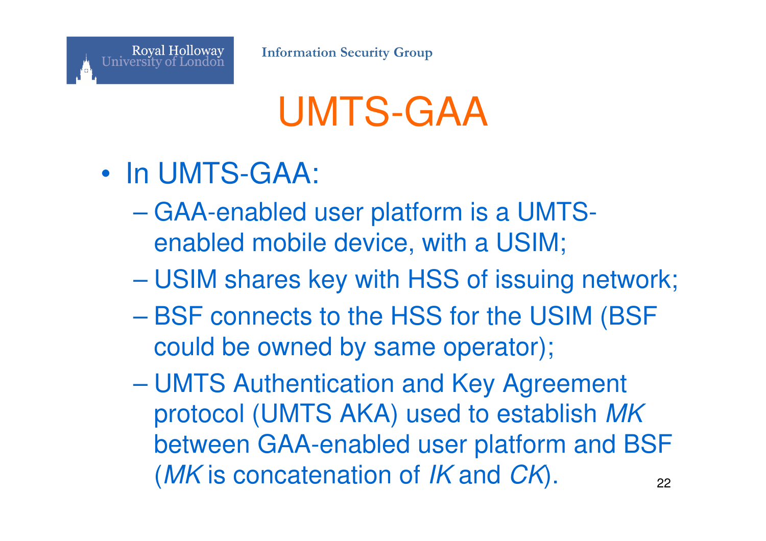# UMTS-GAA

- In UMTS-GAA:
  - GAA-enabled user platform is a UMTS-enabled mobile device, with a USIM;
  - USIM shares key with HSS of issuing network;
  - BSF connects to the HSS for the USIM (BSF could be owned by same operator);
  - UMTS Authentication and Key Agreement protocol (UMTS AKA) used to establish *MK* between GAA-enabled user platform and BSF (*MK* is concatenation of *IK* and *CK*).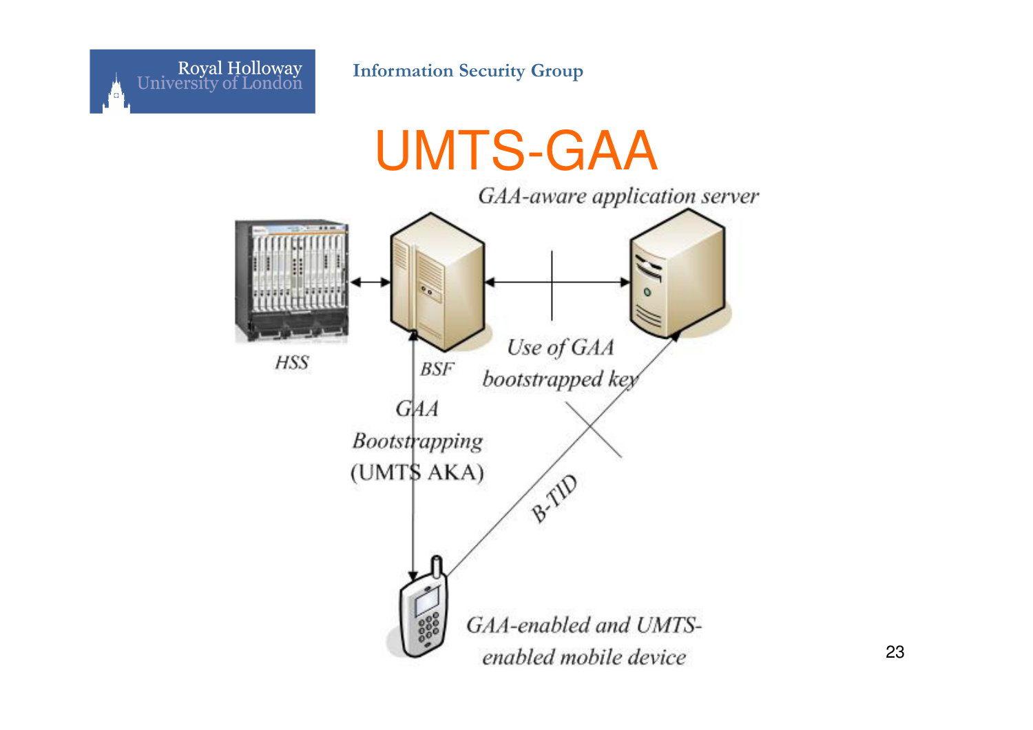# UMTS-GAA

GAA-aware application server

HSS

BSF

Use of GAA bootstrapped key

GAA Bootstrapping (UMTS AKA)

B-TID

GAA-enabled and UMTS-enabled mobile device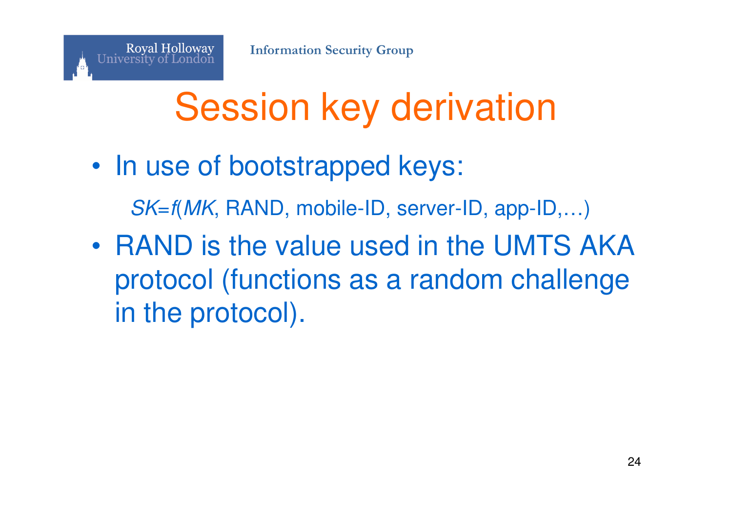# Session key derivation

- In use of bootstrapped keys:

  $SK=f(MK$, RAND, mobile-ID, server-ID, app-ID,…)

- RAND is the value used in the UMTS AKA protocol (functions as a random challenge in the protocol).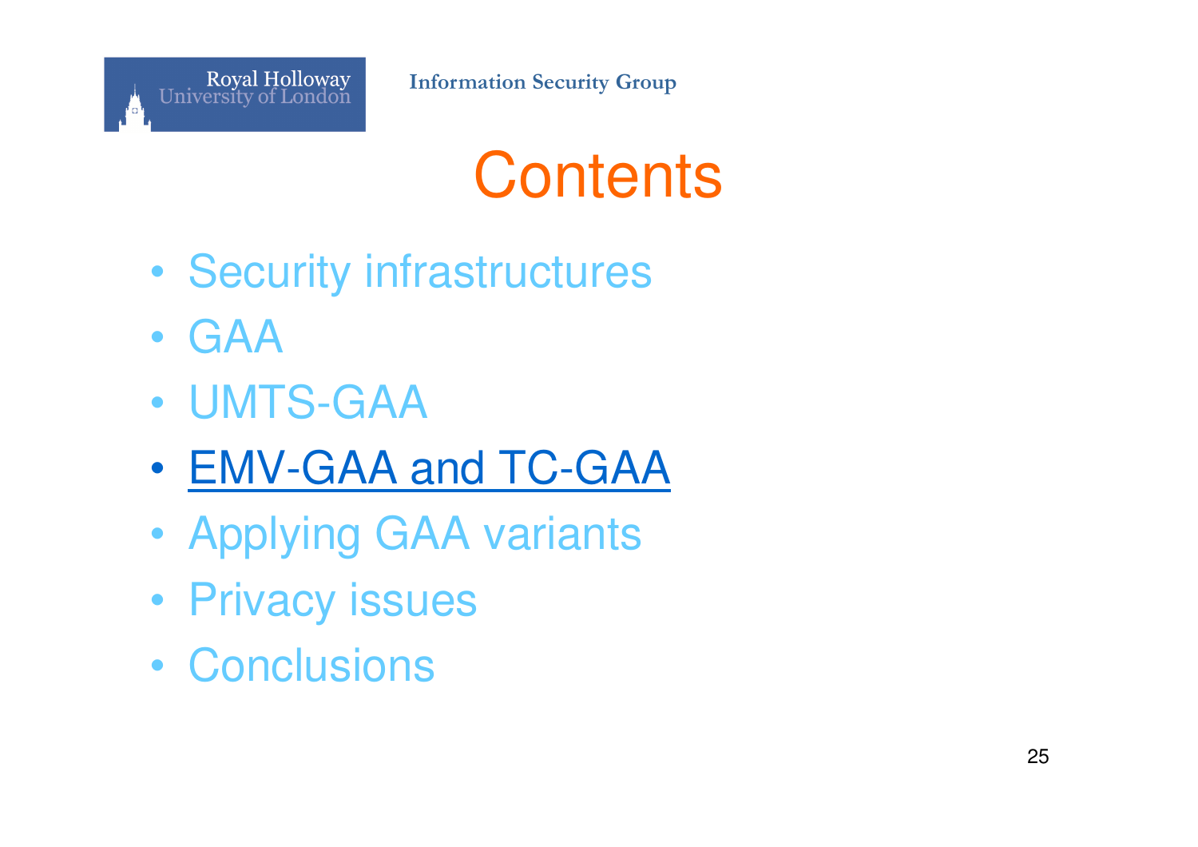# Contents

- Security infrastructures
- GAA
- UMTS-GAA
- **EMV-GAA and TC-GAA**
- Applying GAA variants
- Privacy issues
- Conclusions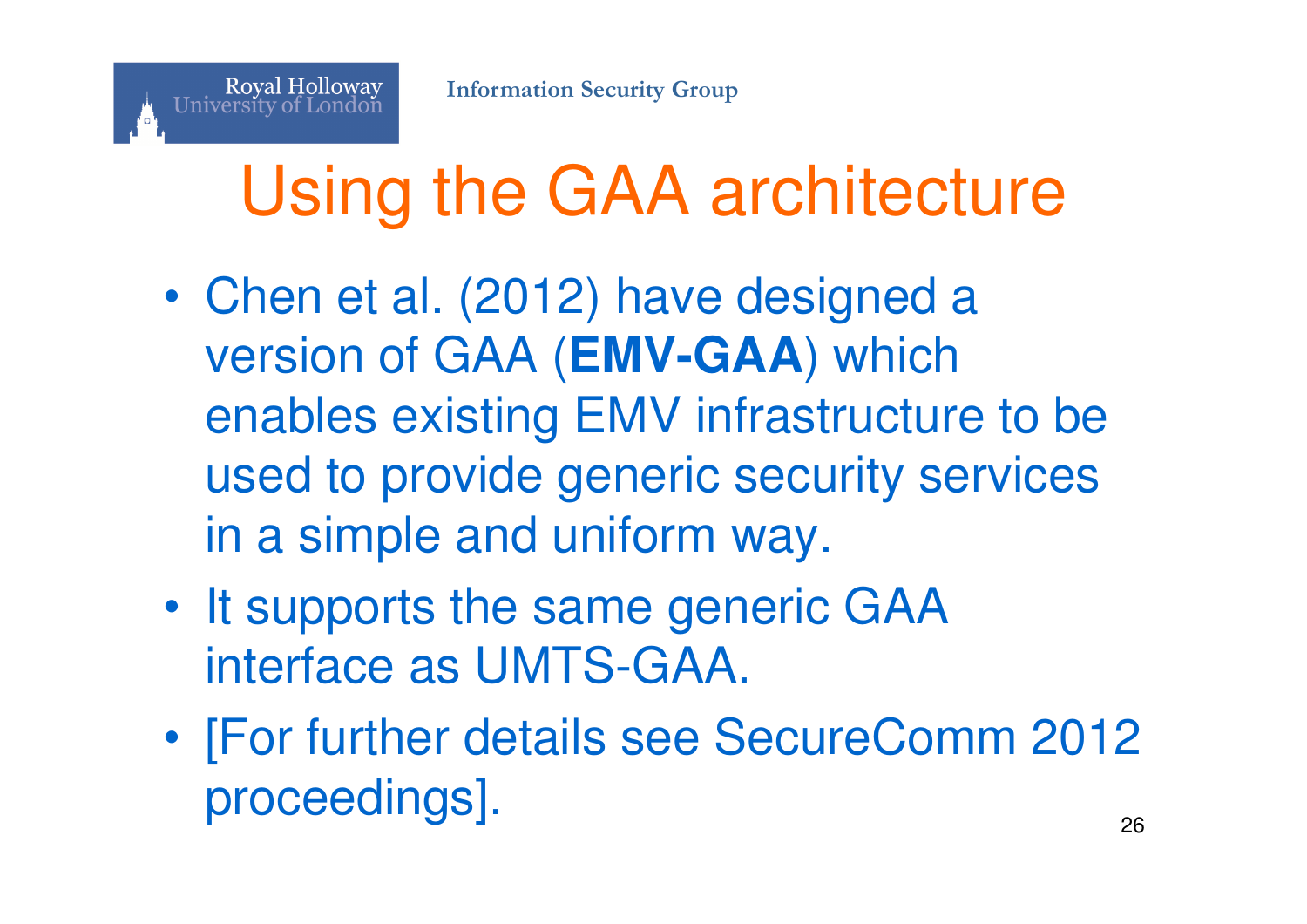# Using the GAA architecture

- Chen et al. (2012) have designed a version of GAA (**EMV-GAA**) which enables existing EMV infrastructure to be used to provide generic security services in a simple and uniform way.
- It supports the same generic GAA interface as UMTS-GAA.
- [For further details see SecureComm 2012 proceedings].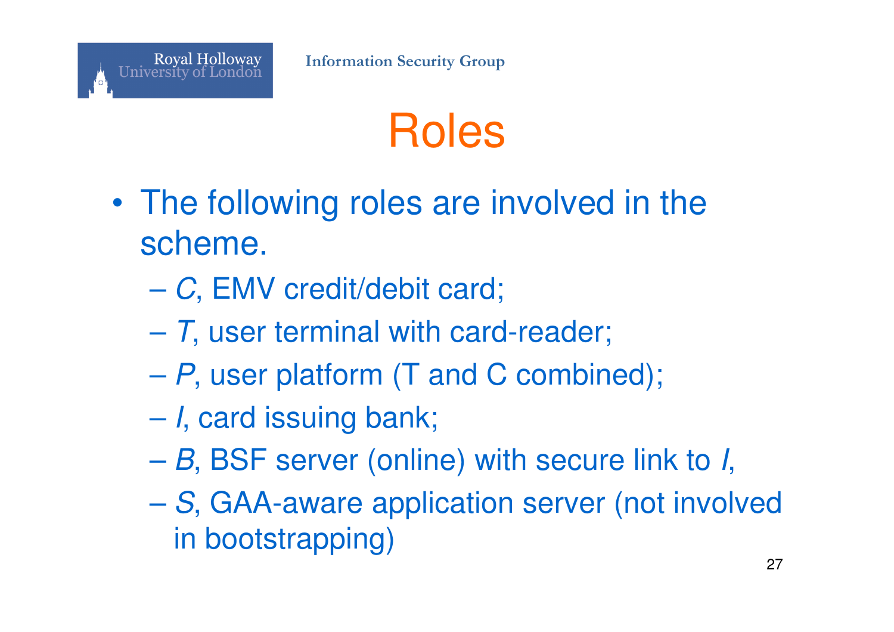# Roles

- The following roles are involved in the scheme.
  - *C*, EMV credit/debit card;
  - *T*, user terminal with card-reader;
  - *P*, user platform (T and C combined);
  - *I*, card issuing bank;
  - *B*, BSF server (online) with secure link to *I*,
  - *S*, GAA-aware application server (not involved in bootstrapping)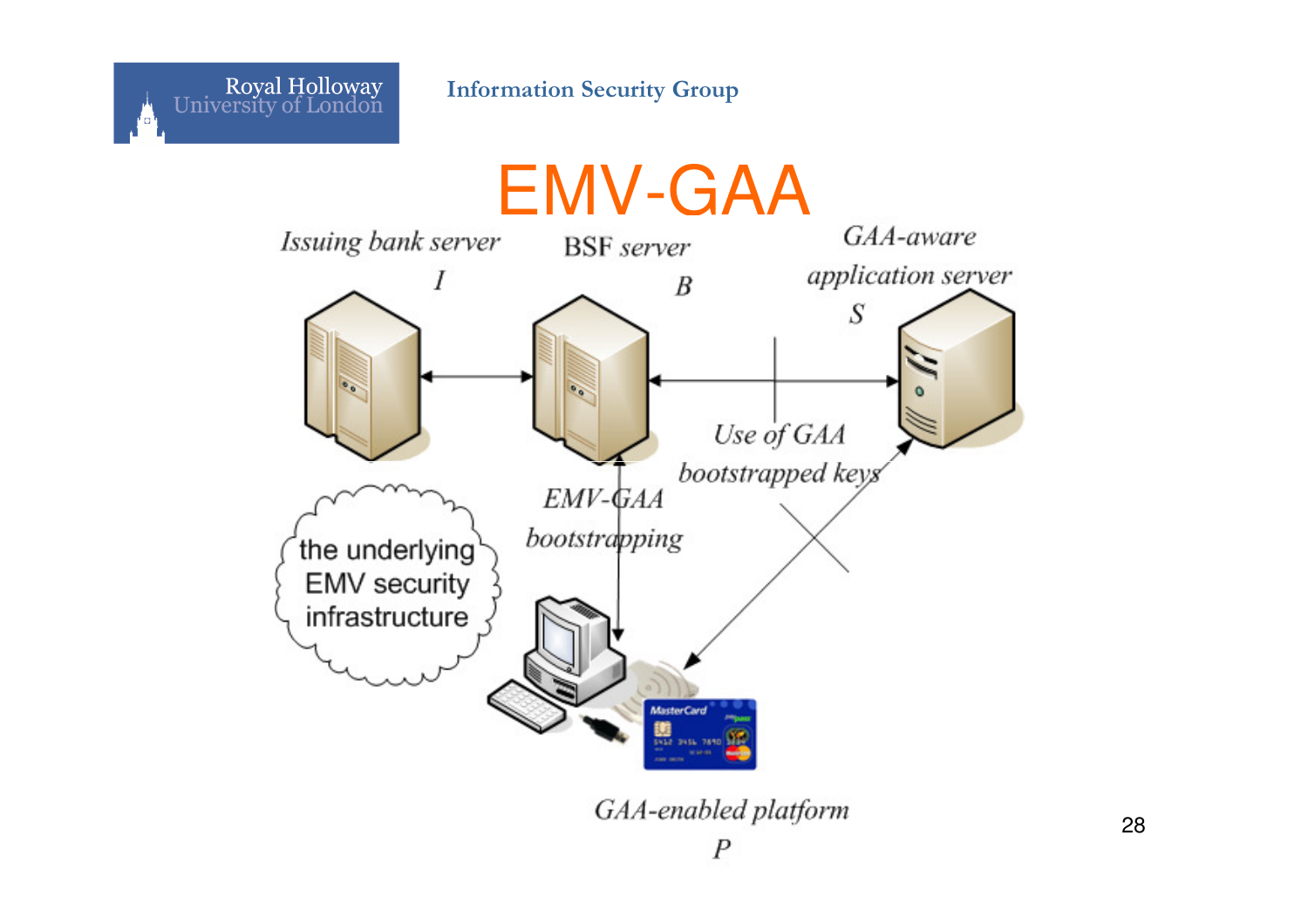# EMV-GAA

*Issuing bank server* *I*

BSF *server* *B*

*GAA-aware application server* *S*

*Use of GAA bootstrapped keys*

*EMV-GAA bootstrapping*

the underlying EMV security infrastructure

*GAA-enabled platform* *P*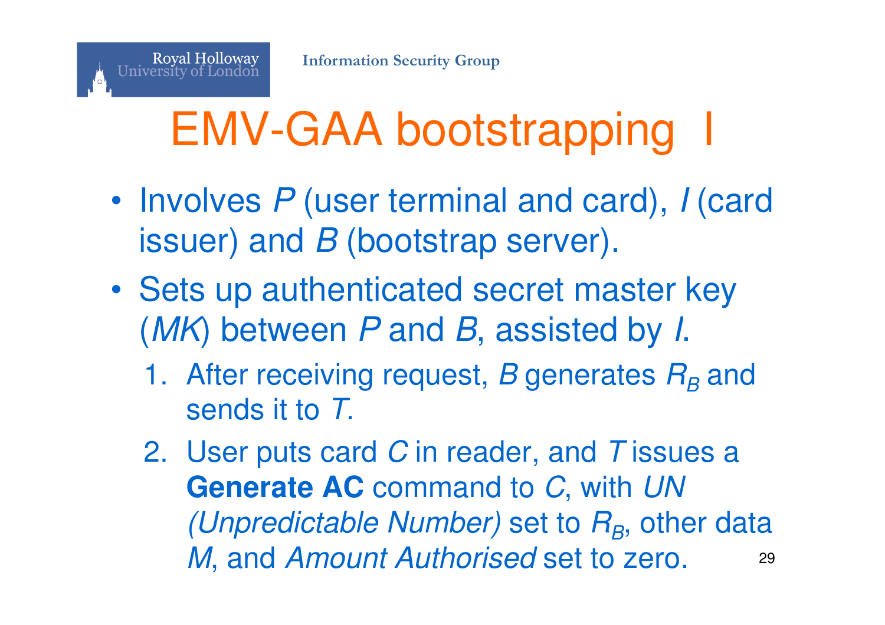# EMV-GAA bootstrapping I

- Involves *P* (user terminal and card), *I* (card issuer) and *B* (bootstrap server).
- Sets up authenticated secret master key (*MK*) between *P* and *B*, assisted by *I*.
  1. After receiving request, *B* generates $R_B$ and sends it to *T*.
  2. User puts card *C* in reader, and *T* issues a **Generate AC** command to *C*, with *UN (Unpredictable Number)* set to $R_B$, other data *M*, and *Amount Authorised* set to zero.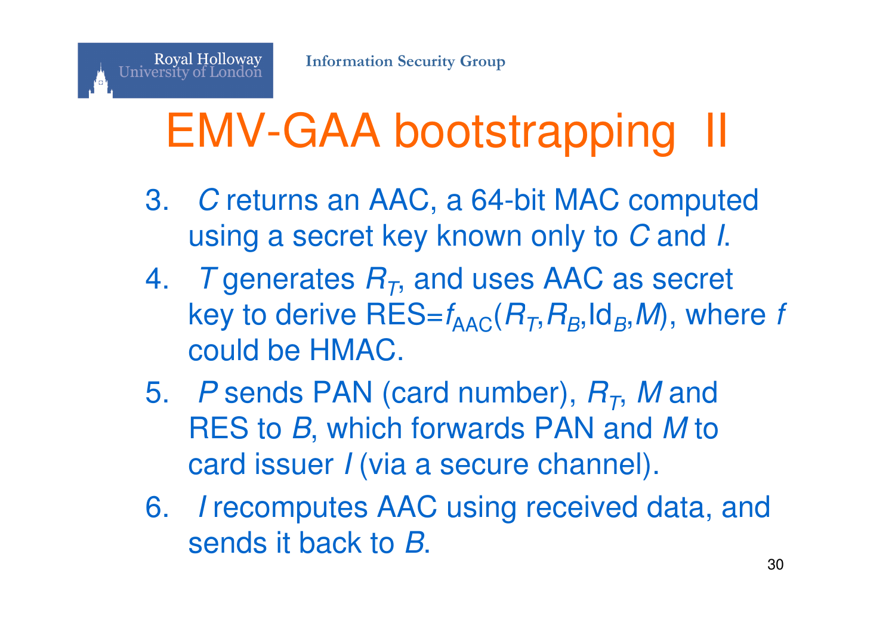# EMV-GAA bootstrapping II

3. *C* returns an AAC, a 64-bit MAC computed using a secret key known only to *C* and *I*.
4. *T* generates $R_T$, and uses AAC as secret key to derive RES=$f_{\mathrm{AAC}}(R_T, R_B, \mathrm{Id}_B, M)$, where *f* could be HMAC.
5. *P* sends PAN (card number), $R_T$, *M* and RES to *B*, which forwards PAN and *M* to card issuer *I* (via a secure channel).
6. *I* recomputes AAC using received data, and sends it back to *B*.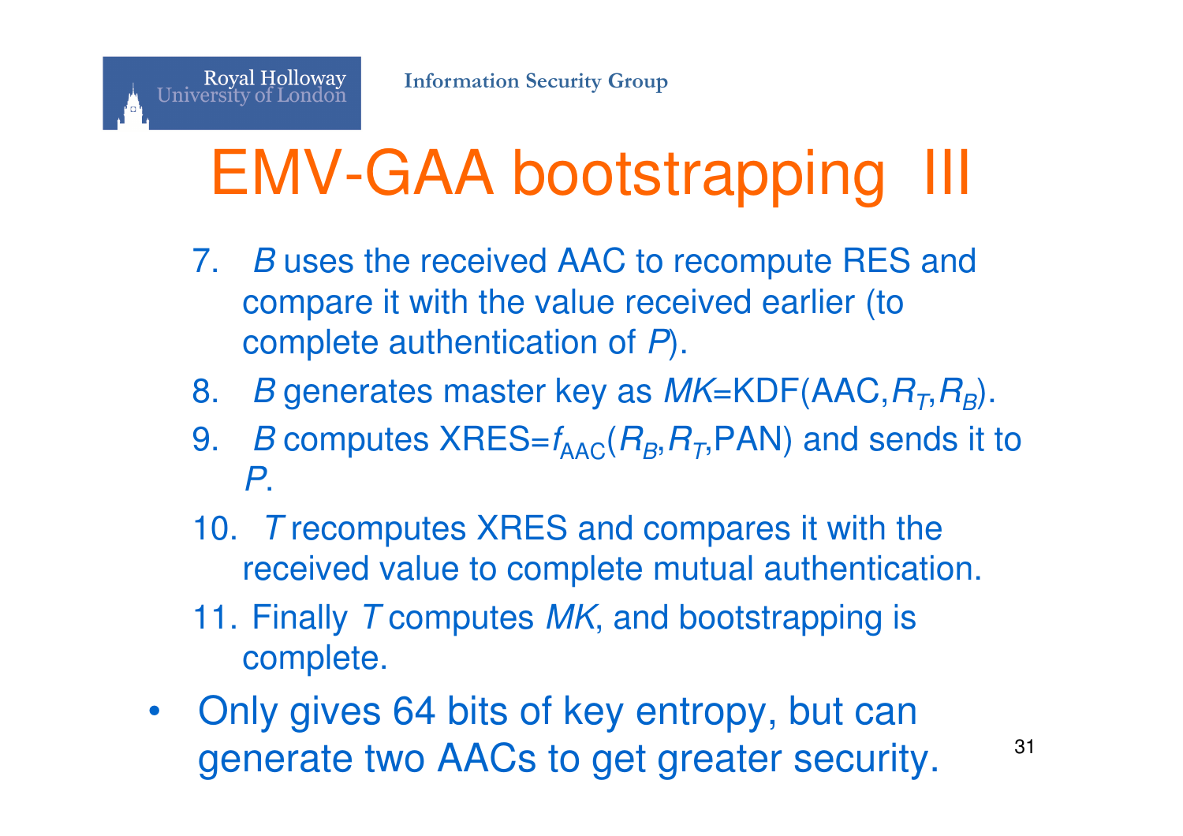# EMV-GAA bootstrapping III

7. *B* uses the received AAC to recompute RES and compare it with the value received earlier (to complete authentication of *P*).
8. *B* generates master key as $MK$=KDF(AAC,$R_T$,$R_B$).
9. *B* computes XRES=$f_{\text{AAC}}$($R_B$,$R_T$,PAN) and sends it to *P*.
10. *T* recomputes XRES and compares it with the received value to complete mutual authentication.
11. Finally *T* computes $MK$, and bootstrapping is complete.

- Only gives 64 bits of key entropy, but can generate two AACs to get greater security.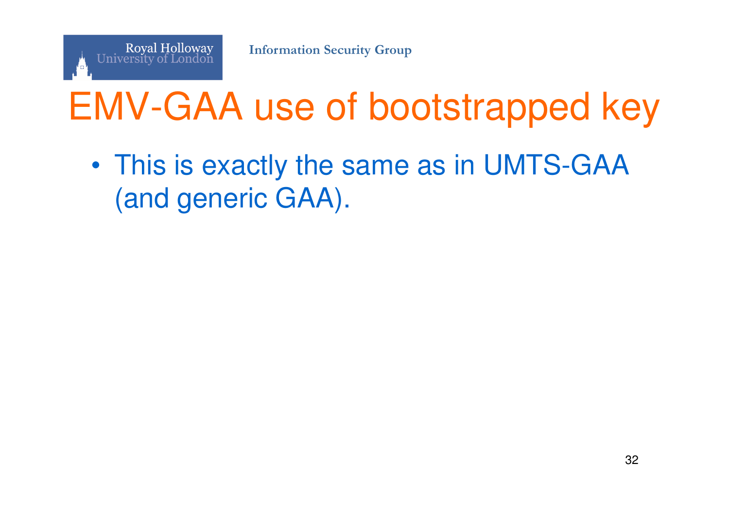# EMV-GAA use of bootstrapped key

- This is exactly the same as in UMTS-GAA (and generic GAA).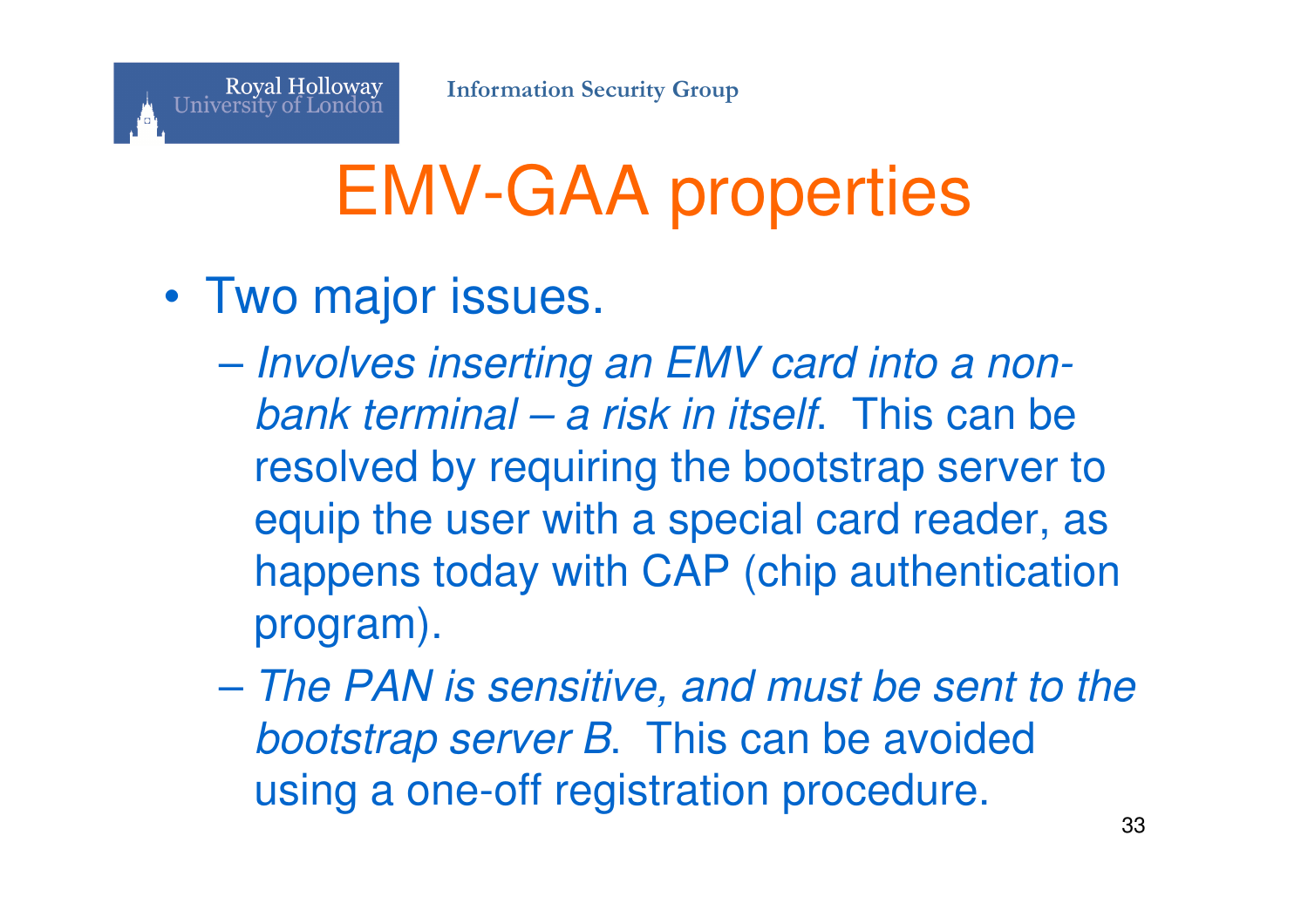# EMV-GAA properties

- Two major issues.
  - *Involves inserting an EMV card into a non-bank terminal – a risk in itself*. This can be resolved by requiring the bootstrap server to equip the user with a special card reader, as happens today with CAP (chip authentication program).
  - *The PAN is sensitive, and must be sent to the bootstrap server B*. This can be avoided using a one-off registration procedure.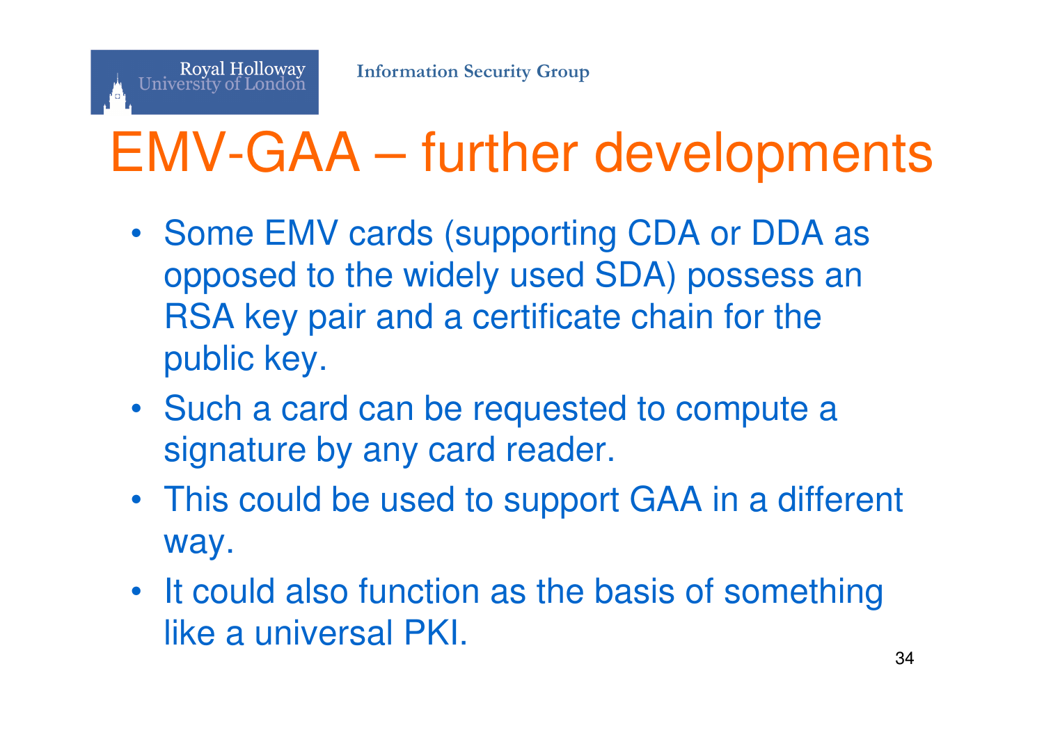# EMV-GAA – further developments

- Some EMV cards (supporting CDA or DDA as opposed to the widely used SDA) possess an RSA key pair and a certificate chain for the public key.
- Such a card can be requested to compute a signature by any card reader.
- This could be used to support GAA in a different way.
- It could also function as the basis of something like a universal PKI.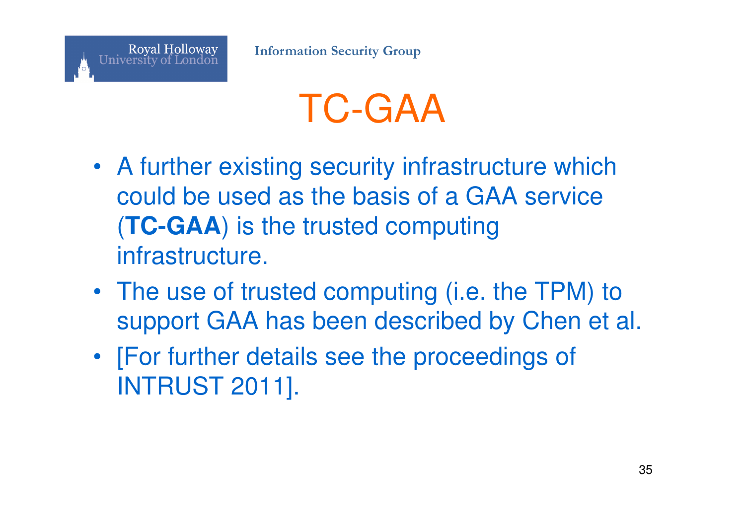# TC-GAA

- A further existing security infrastructure which could be used as the basis of a GAA service (**TC-GAA**) is the trusted computing infrastructure.
- The use of trusted computing (i.e. the TPM) to support GAA has been described by Chen et al.
- [For further details see the proceedings of INTRUST 2011].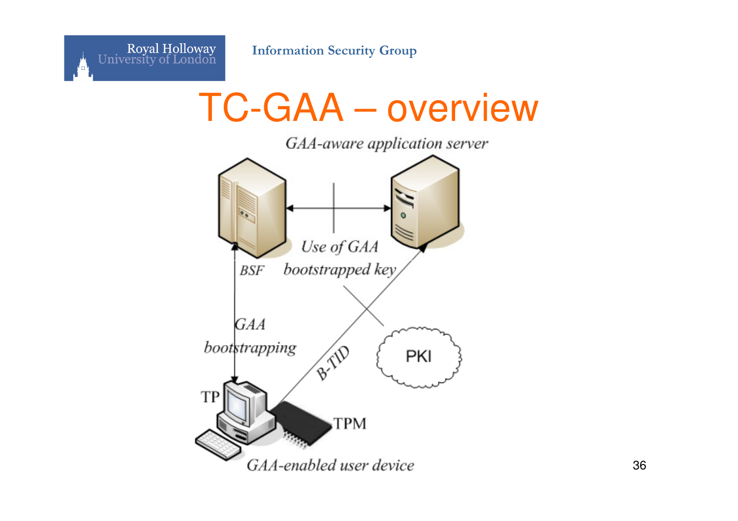# TC-GAA – overview

GAA-aware application server

BSF

Use of GAA bootstrapped key

GAA bootstrapping

B-TID

PKI

TP

TPM

GAA-enabled user device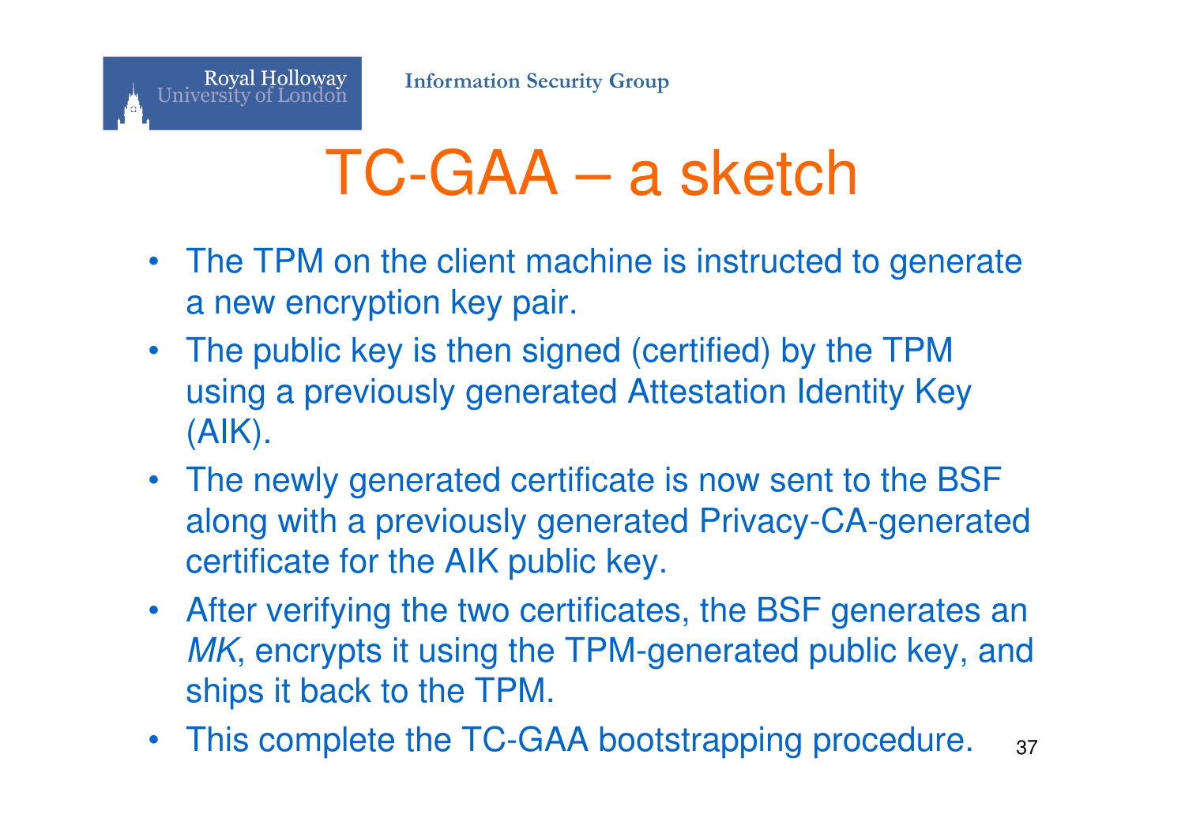# TC-GAA – a sketch

- The TPM on the client machine is instructed to generate a new encryption key pair.
- The public key is then signed (certified) by the TPM using a previously generated Attestation Identity Key (AIK).
- The newly generated certificate is now sent to the BSF along with a previously generated Privacy-CA-generated certificate for the AIK public key.
- After verifying the two certificates, the BSF generates an *MK*, encrypts it using the TPM-generated public key, and ships it back to the TPM.
- This complete the TC-GAA bootstrapping procedure.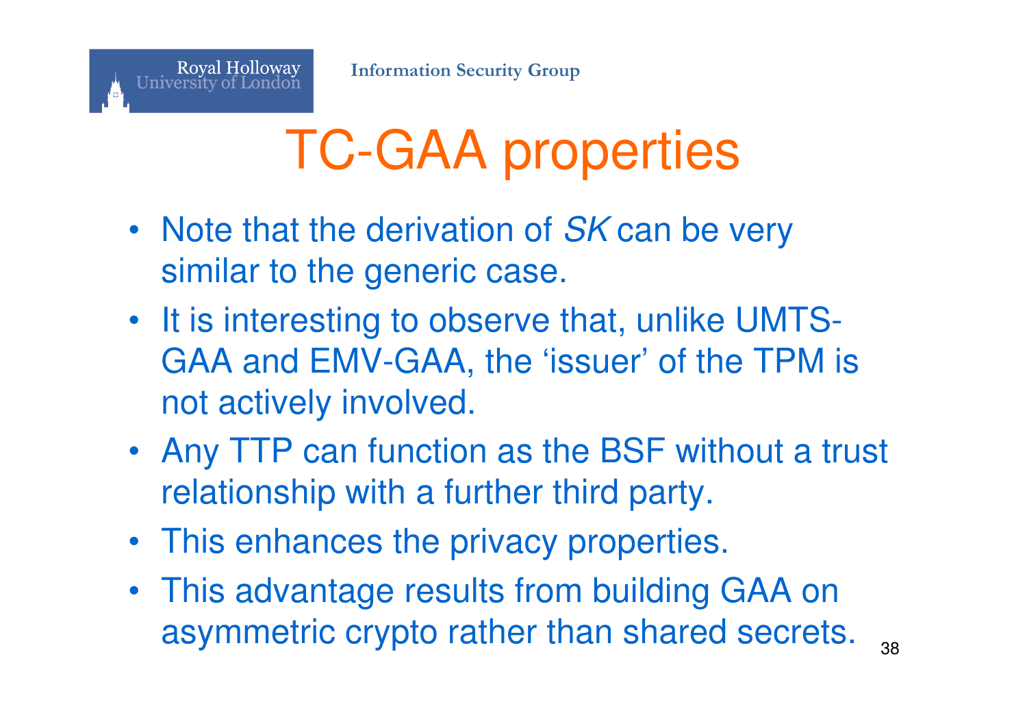# TC-GAA properties

- Note that the derivation of *SK* can be very similar to the generic case.
- It is interesting to observe that, unlike UMTS-GAA and EMV-GAA, the 'issuer' of the TPM is not actively involved.
- Any TTP can function as the BSF without a trust relationship with a further third party.
- This enhances the privacy properties.
- This advantage results from building GAA on asymmetric crypto rather than shared secrets.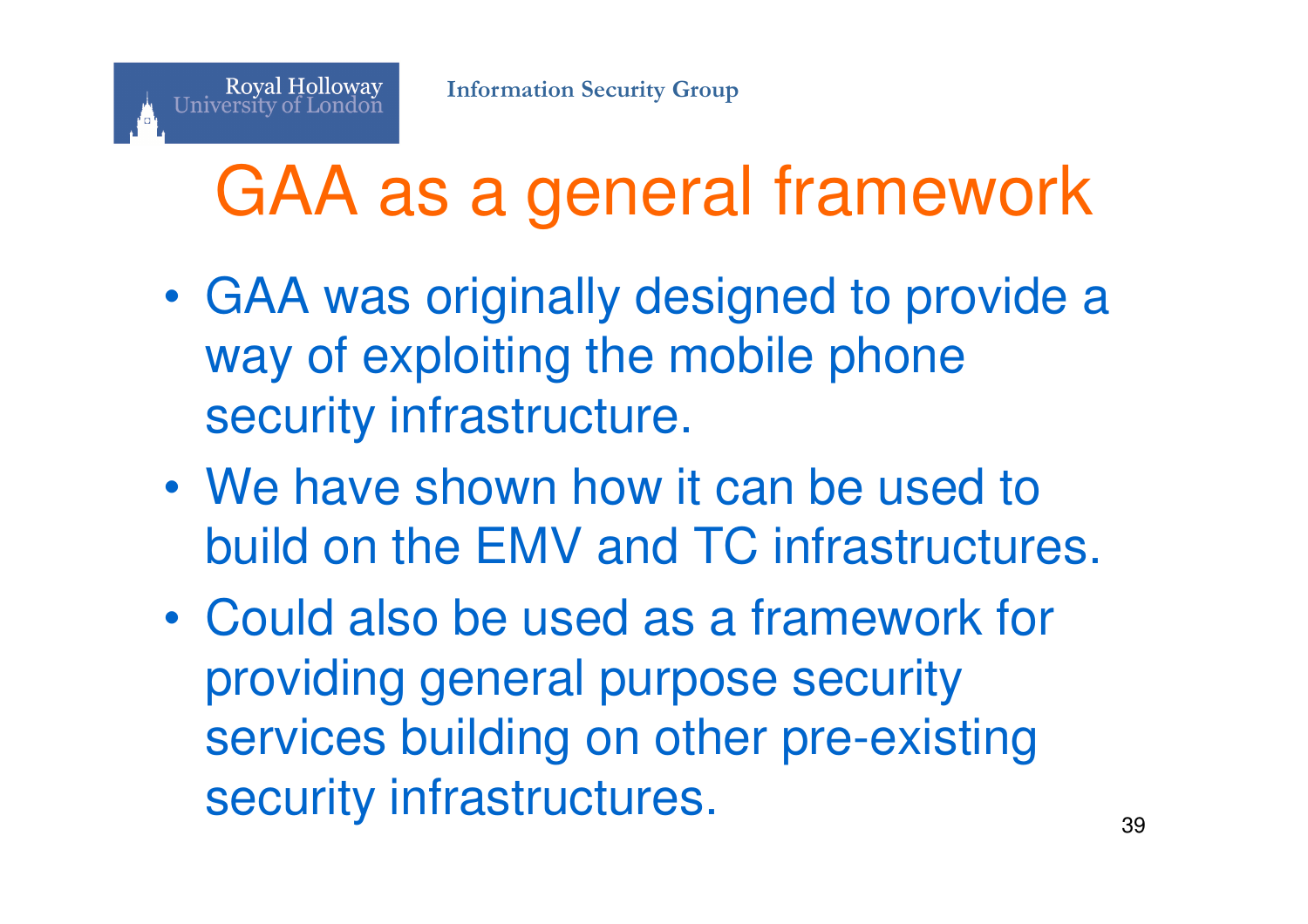# GAA as a general framework

- GAA was originally designed to provide a way of exploiting the mobile phone security infrastructure.
- We have shown how it can be used to build on the EMV and TC infrastructures.
- Could also be used as a framework for providing general purpose security services building on other pre-existing security infrastructures.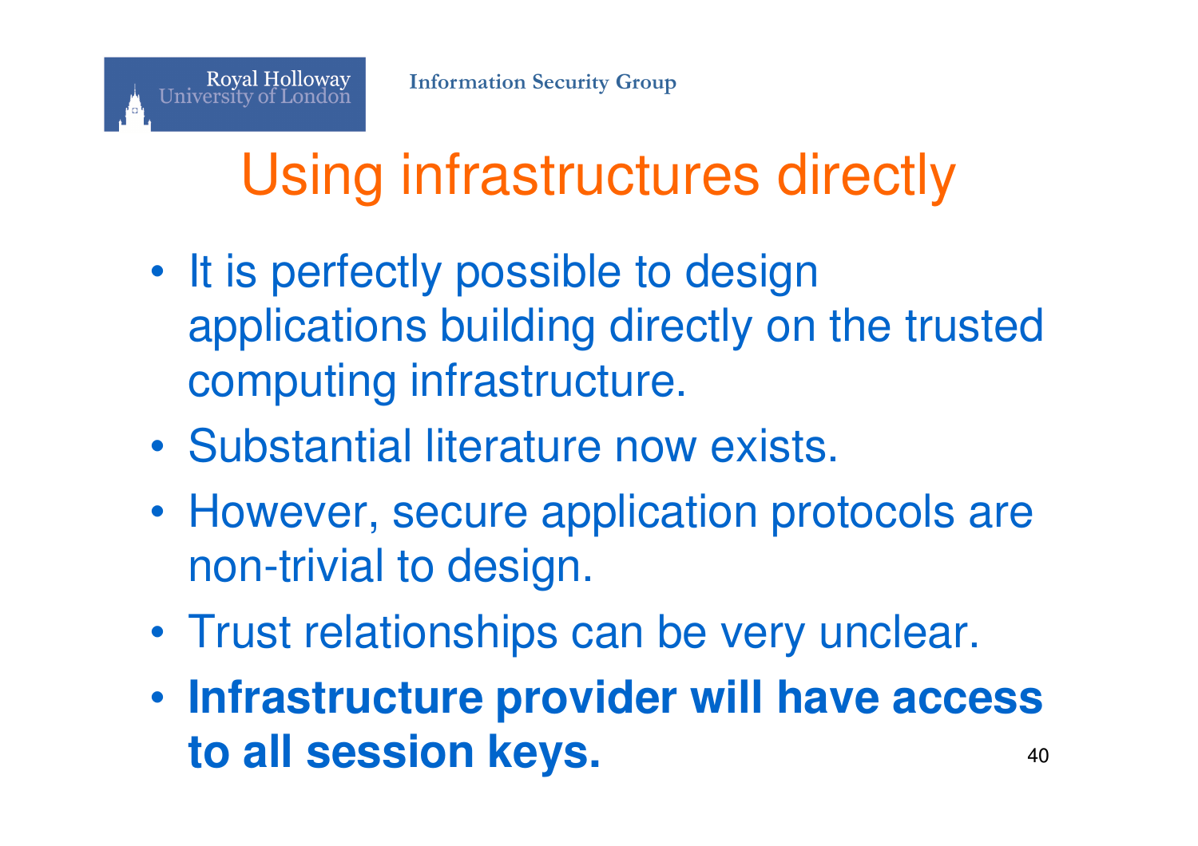# Using infrastructures directly

- It is perfectly possible to design applications building directly on the trusted computing infrastructure.
- Substantial literature now exists.
- However, secure application protocols are non-trivial to design.
- Trust relationships can be very unclear.
- **Infrastructure provider will have access to all session keys.**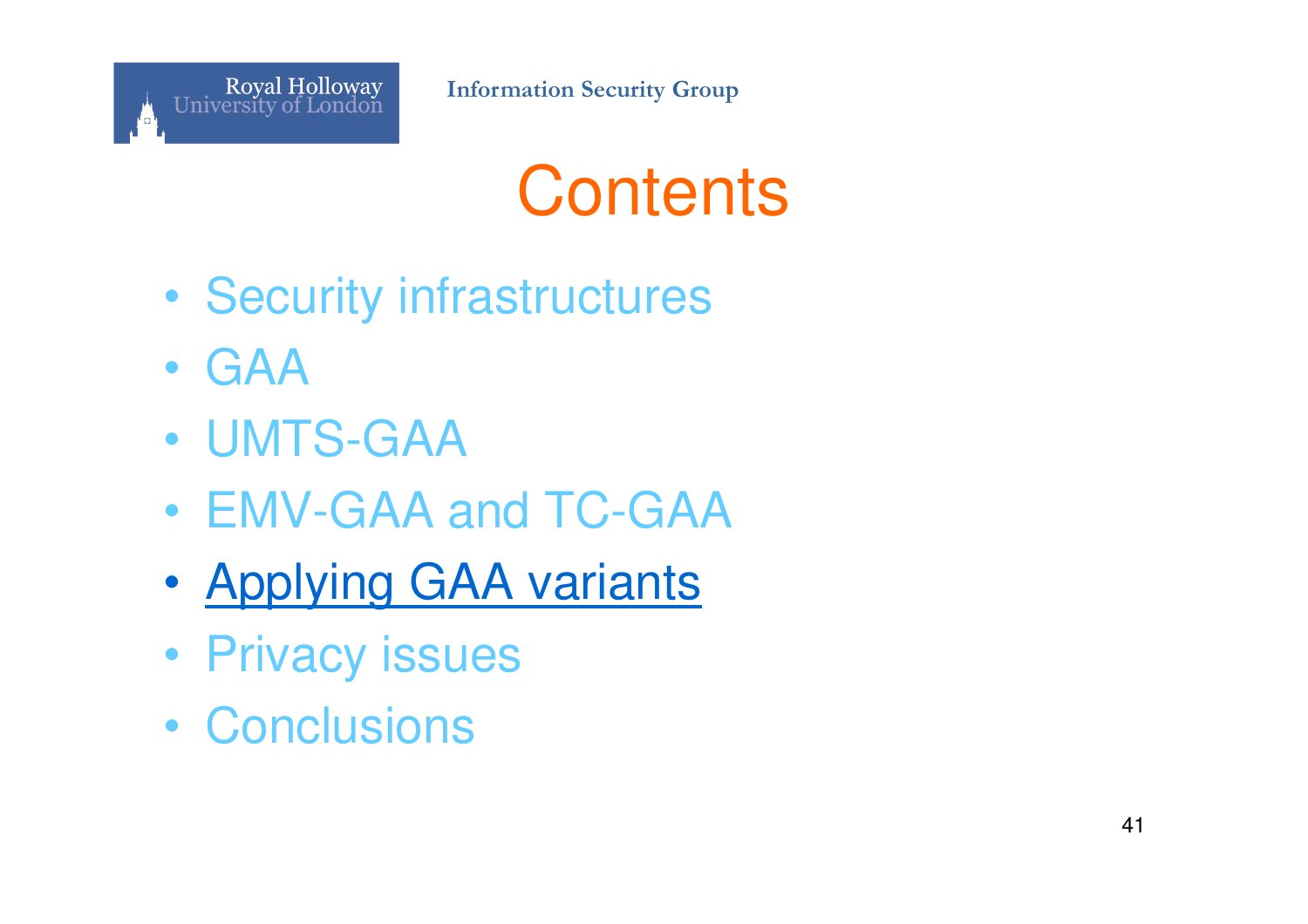# Contents

- Security infrastructures
- GAA
- UMTS-GAA
- EMV-GAA and TC-GAA
- **Applying GAA variants**
- Privacy issues
- Conclusions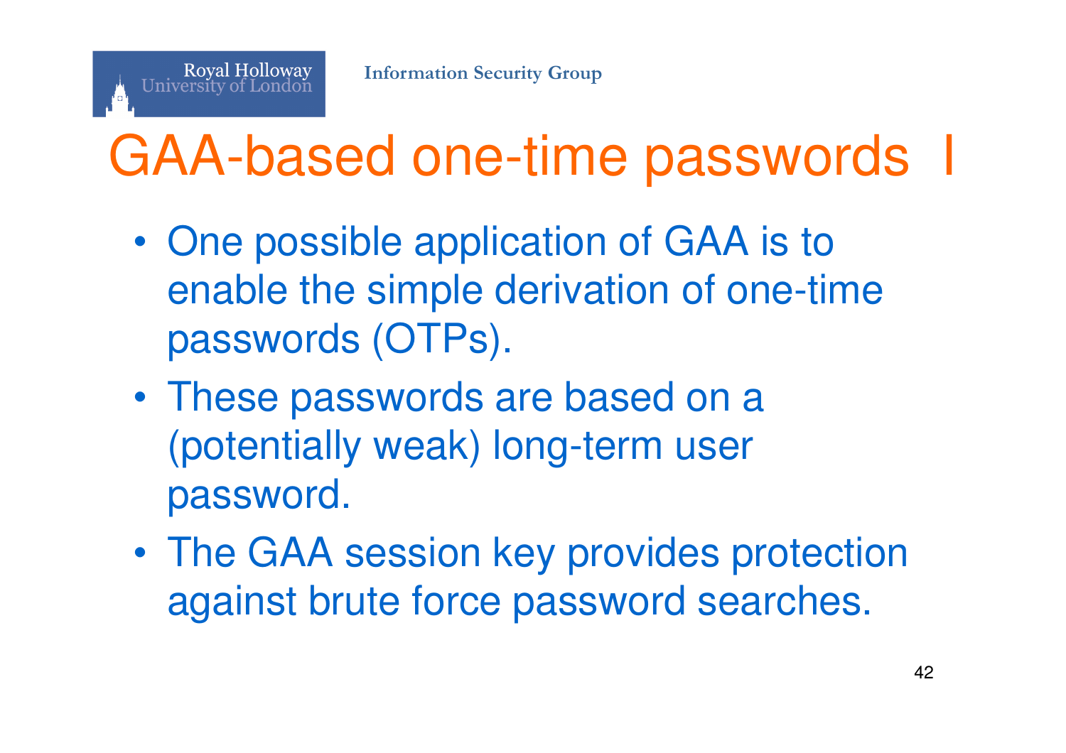# GAA-based one-time passwords I

- One possible application of GAA is to enable the simple derivation of one-time passwords (OTPs).
- These passwords are based on a (potentially weak) long-term user password.
- The GAA session key provides protection against brute force password searches.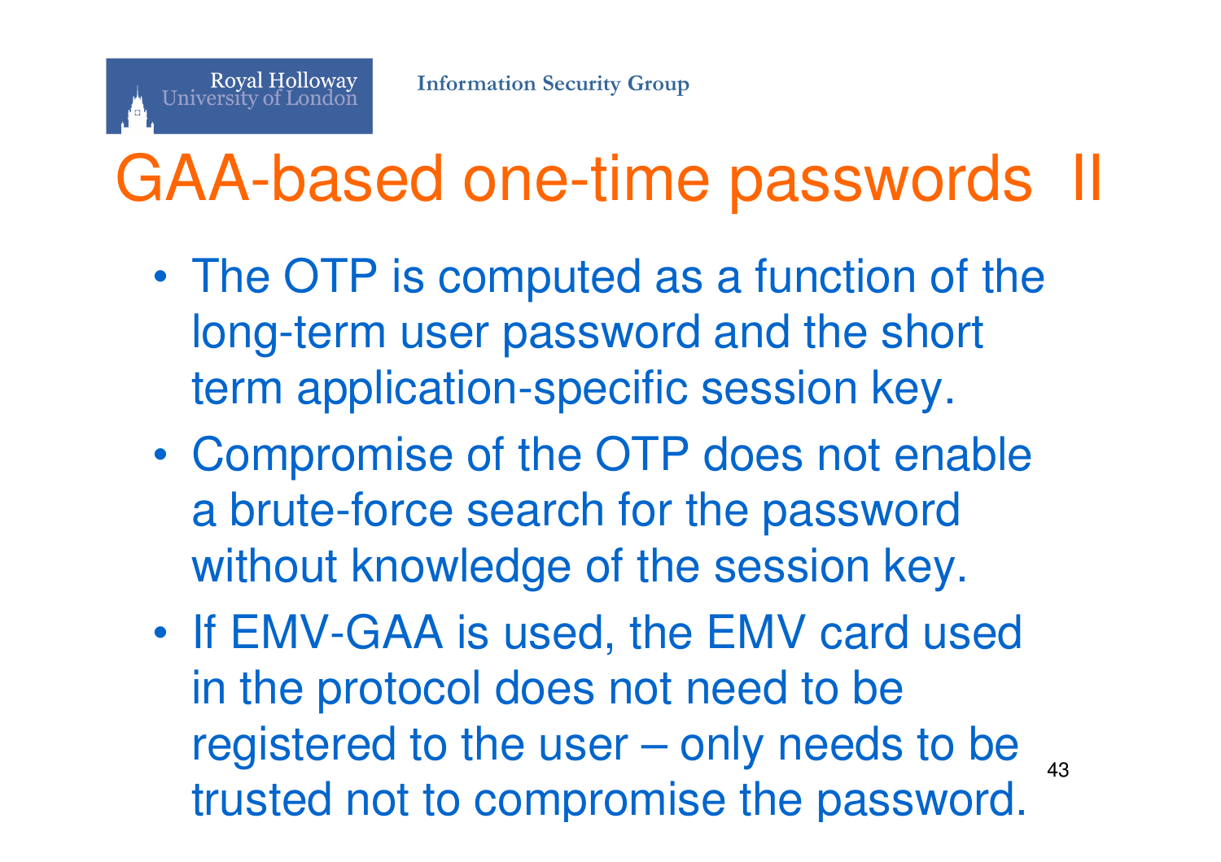# GAA-based one-time passwords II

- The OTP is computed as a function of the long-term user password and the short term application-specific session key.
- Compromise of the OTP does not enable a brute-force search for the password without knowledge of the session key.
- If EMV-GAA is used, the EMV card used in the protocol does not need to be registered to the user – only needs to be trusted not to compromise the password.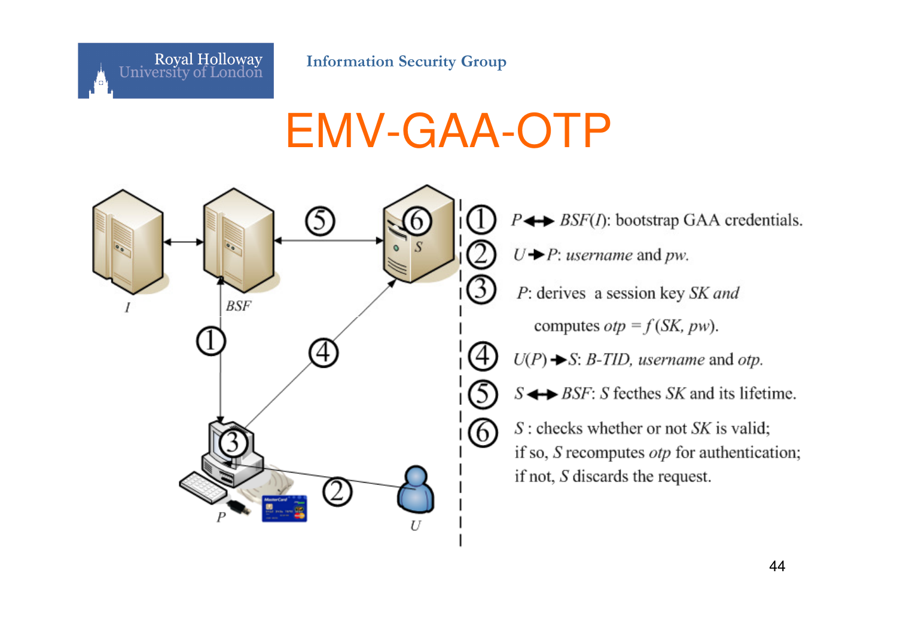# EMV-GAA-OTP

① $P \leftrightarrow BSF(I)$: bootstrap GAA credentials.

② $U \rightarrow P$: *username* and *pw*.

③ *P*: derives a session key *SK and* computes $otp = f(SK, pw)$.

④ $U(P) \rightarrow S$: *B-TID, username* and *otp*.

⑤ $S \leftrightarrow BSF$: *S* fecthes *SK* and its lifetime.

⑥ *S* : checks whether or not *SK* is valid; if so, *S* recomputes *otp* for authentication; if not, *S* discards the request.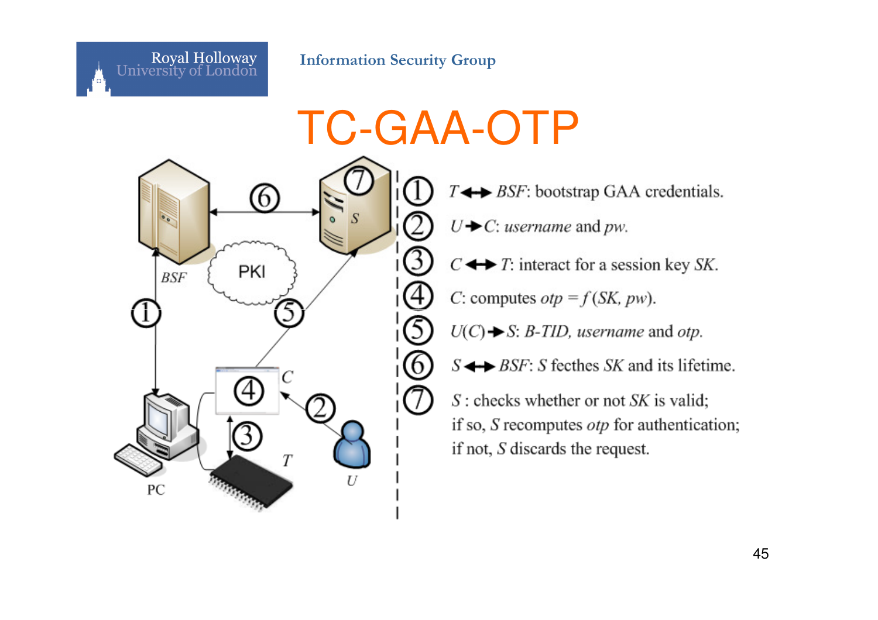# TC-GAA-OTP

1. $T \leftrightarrow BSF$: bootstrap GAA credentials.
2. $U \rightarrow C$: *username* and *pw*.
3. $C \leftrightarrow T$: interact for a session key *SK*.
4. $C$: computes $otp = f(SK, pw)$.
5. $U(C) \rightarrow S$: *B-TID*, *username* and *otp*.
6. $S \leftrightarrow BSF$: *S* fecthes *SK* and its lifetime.
7. $S$ : checks whether or not *SK* is valid;
   if so, *S* recomputes *otp* for authentication;
   if not, *S* discards the request.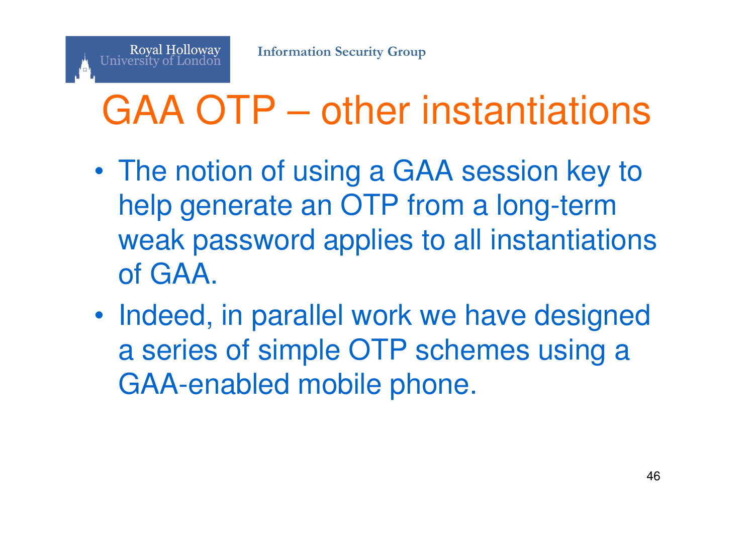# GAA OTP – other instantiations

- The notion of using a GAA session key to help generate an OTP from a long-term weak password applies to all instantiations of GAA.
- Indeed, in parallel work we have designed a series of simple OTP schemes using a GAA-enabled mobile phone.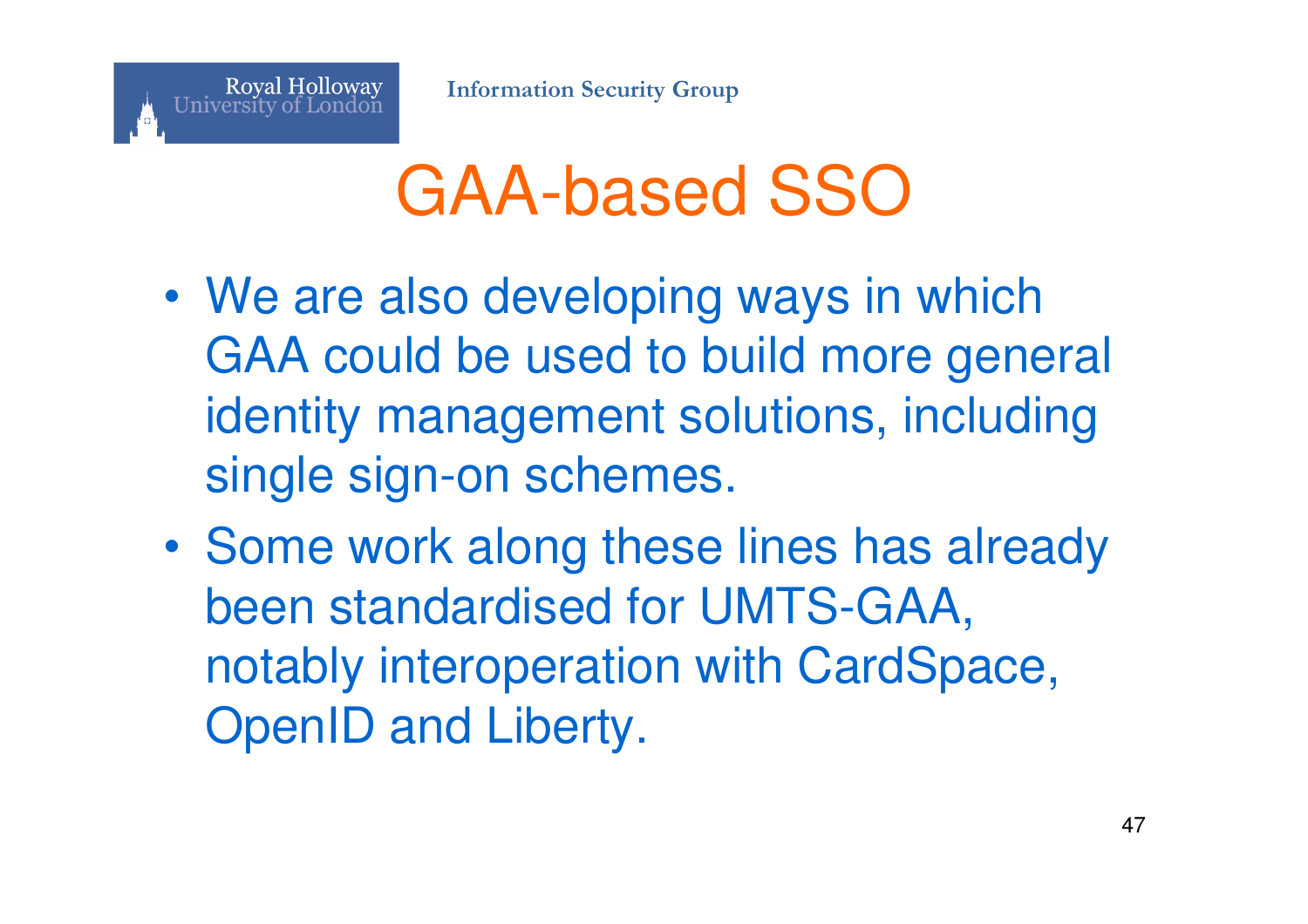# GAA-based SSO

- We are also developing ways in which GAA could be used to build more general identity management solutions, including single sign-on schemes.
- Some work along these lines has already been standardised for UMTS-GAA, notably interoperation with CardSpace, OpenID and Liberty.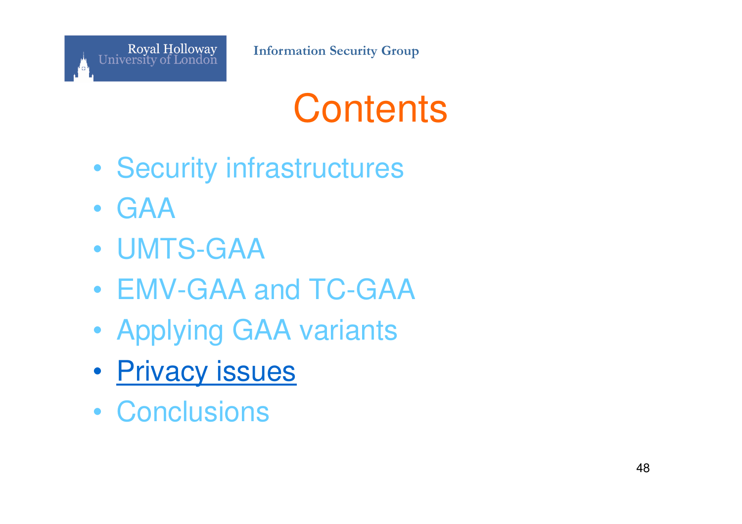# Contents

- Security infrastructures
- GAA
- UMTS-GAA
- EMV-GAA and TC-GAA
- Applying GAA variants
- **Privacy issues**
- Conclusions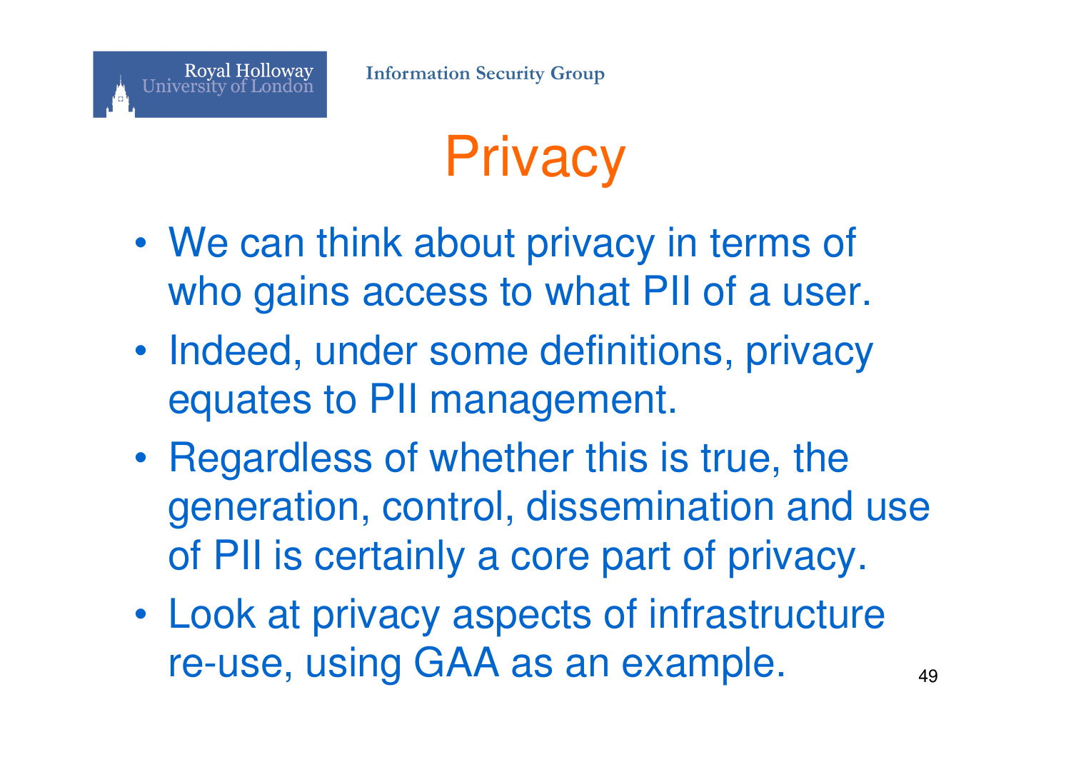# Privacy

- We can think about privacy in terms of who gains access to what PII of a user.
- Indeed, under some definitions, privacy equates to PII management.
- Regardless of whether this is true, the generation, control, dissemination and use of PII is certainly a core part of privacy.
- Look at privacy aspects of infrastructure re-use, using GAA as an example.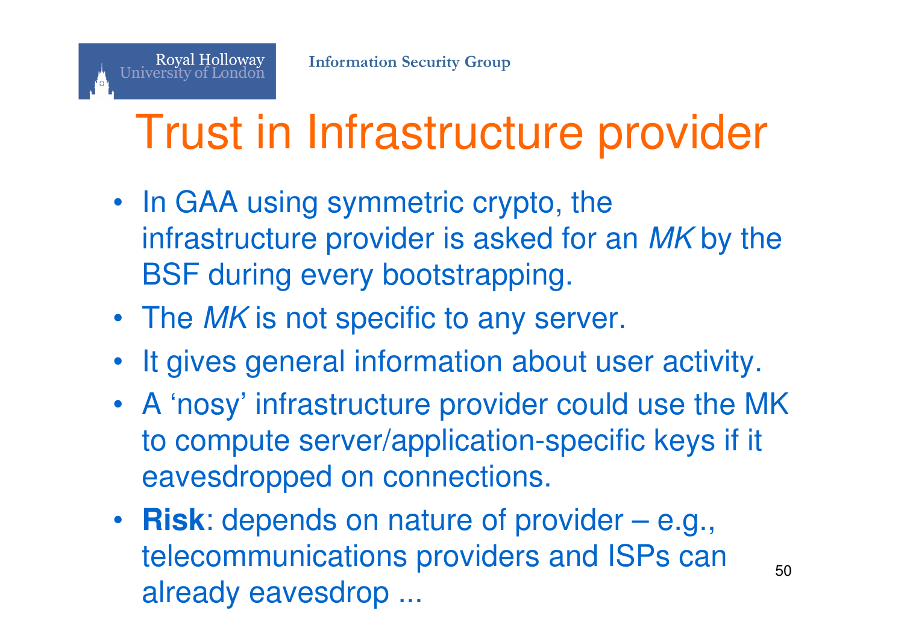# Trust in Infrastructure provider

- In GAA using symmetric crypto, the infrastructure provider is asked for an *MK* by the BSF during every bootstrapping.
- The *MK* is not specific to any server.
- It gives general information about user activity.
- A 'nosy' infrastructure provider could use the MK to compute server/application-specific keys if it eavesdropped on connections.
- **Risk**: depends on nature of provider – e.g., telecommunications providers and ISPs can already eavesdrop ...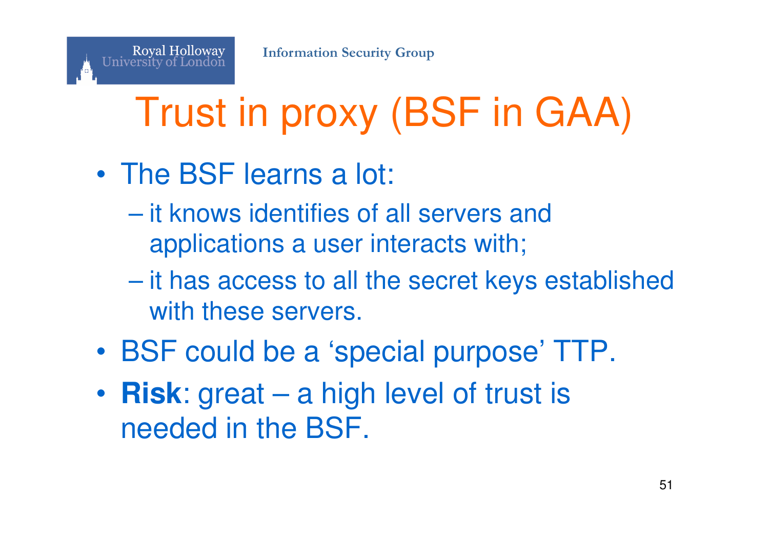# Trust in proxy (BSF in GAA)

- The BSF learns a lot:
  - it knows identifies of all servers and applications a user interacts with;
  - it has access to all the secret keys established with these servers.
- BSF could be a 'special purpose' TTP.
- **Risk**: great – a high level of trust is needed in the BSF.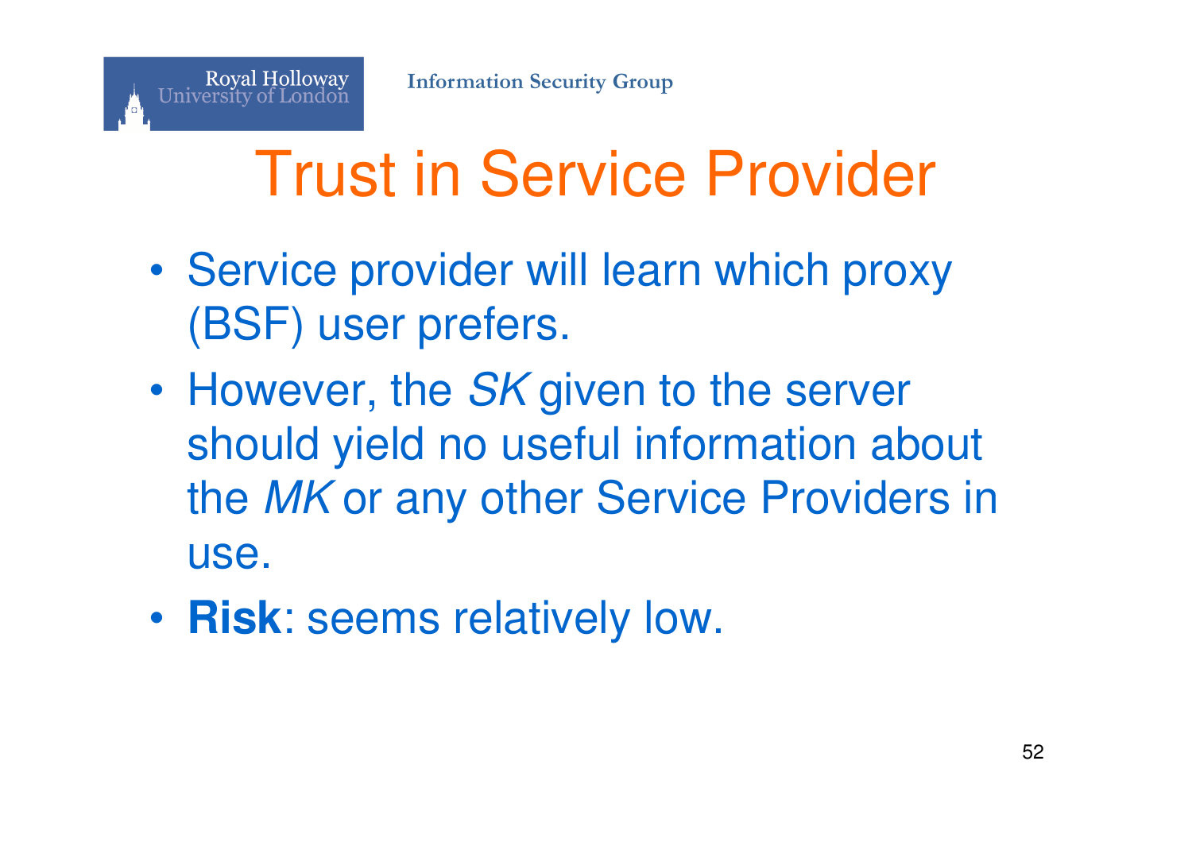# Trust in Service Provider

- Service provider will learn which proxy (BSF) user prefers.
- However, the *SK* given to the server should yield no useful information about the *MK* or any other Service Providers in use.
- **Risk**: seems relatively low.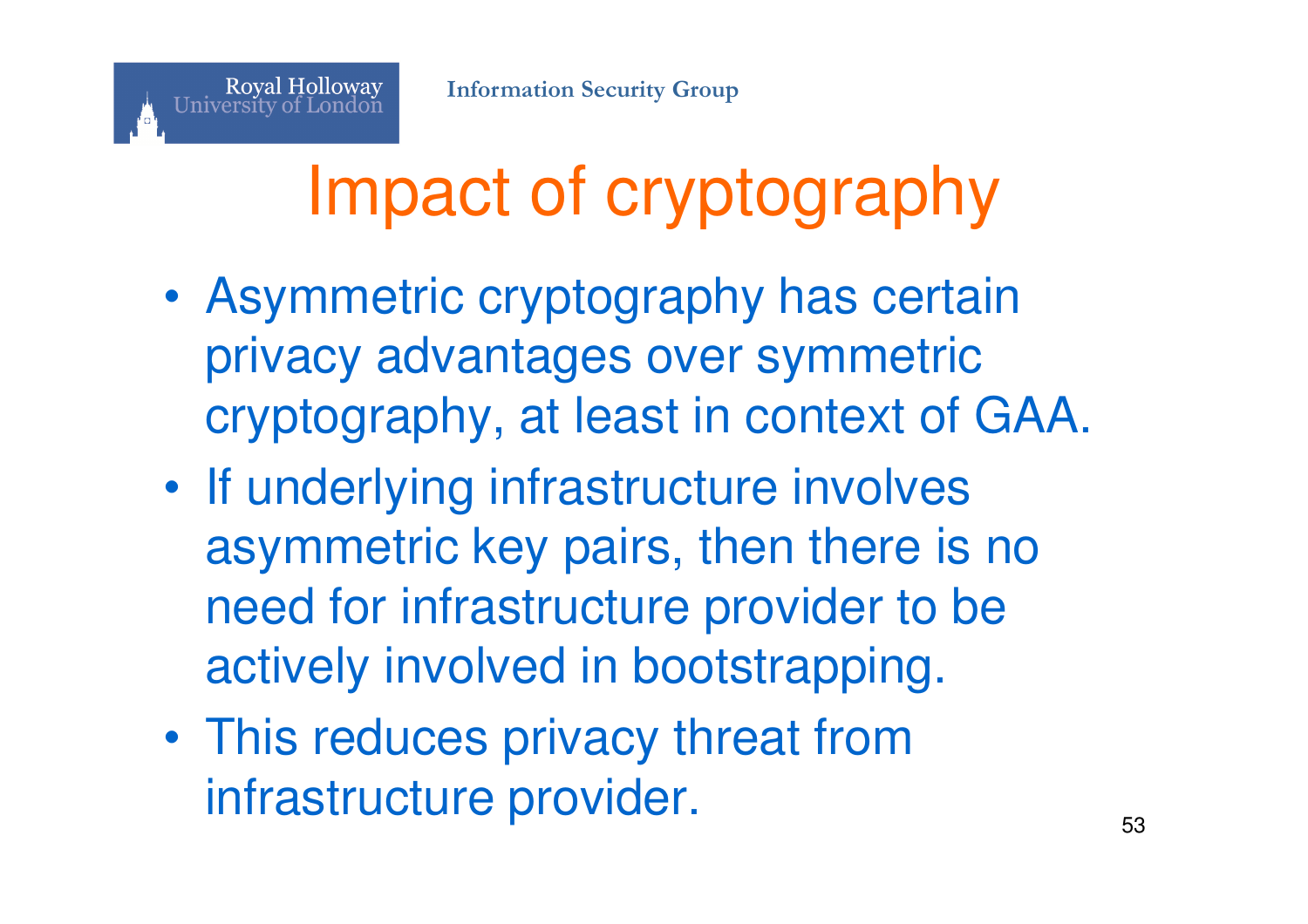# Impact of cryptography

- Asymmetric cryptography has certain privacy advantages over symmetric cryptography, at least in context of GAA.
- If underlying infrastructure involves asymmetric key pairs, then there is no need for infrastructure provider to be actively involved in bootstrapping.
- This reduces privacy threat from infrastructure provider.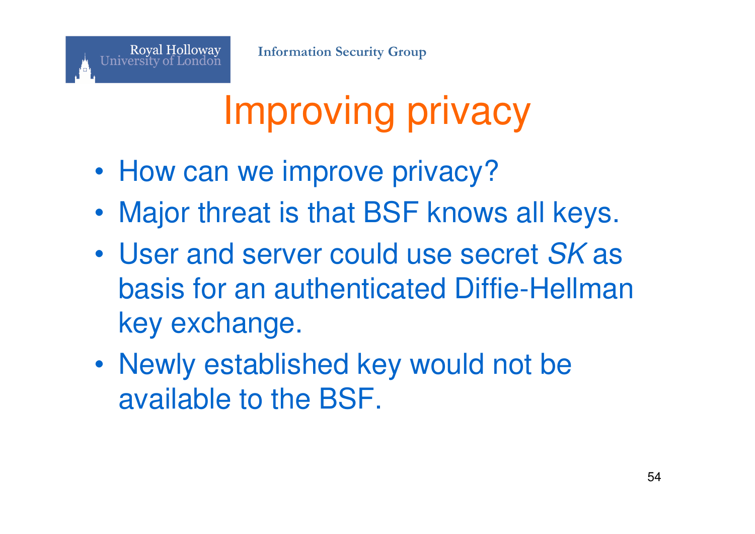# Improving privacy

- How can we improve privacy?
- Major threat is that BSF knows all keys.
- User and server could use secret *SK* as basis for an authenticated Diffie-Hellman key exchange.
- Newly established key would not be available to the BSF.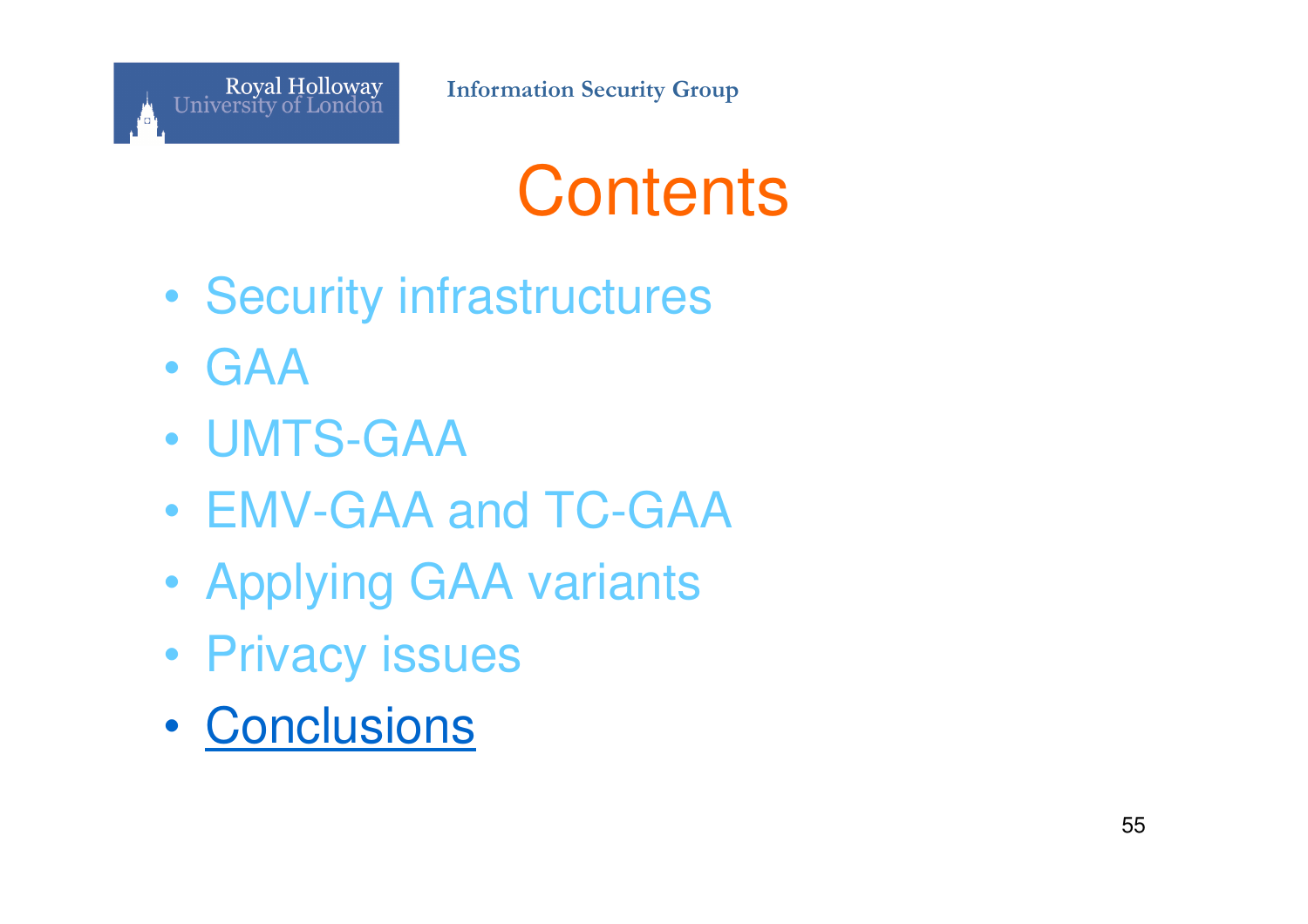# Contents

- Security infrastructures
- GAA
- UMTS-GAA
- EMV-GAA and TC-GAA
- Applying GAA variants
- Privacy issues
- Conclusions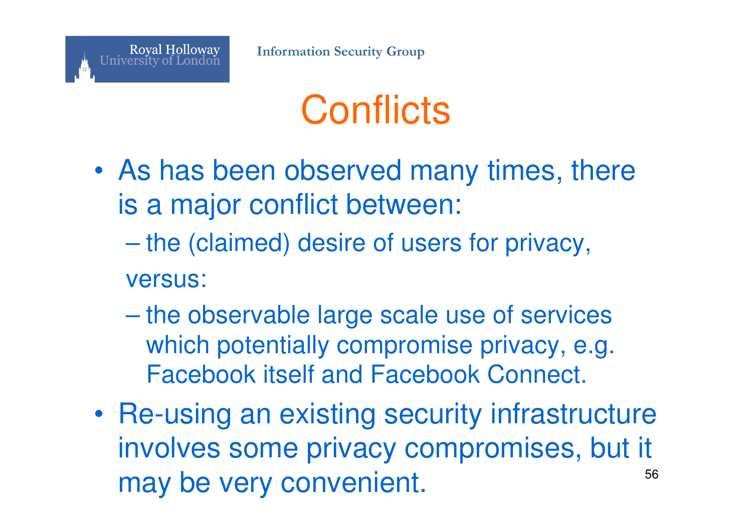# Conflicts

- As has been observed many times, there is a major conflict between:
  - the (claimed) desire of users for privacy,

  versus:

  - the observable large scale use of services which potentially compromise privacy, e.g. Facebook itself and Facebook Connect.
- Re-using an existing security infrastructure involves some privacy compromises, but it may be very convenient.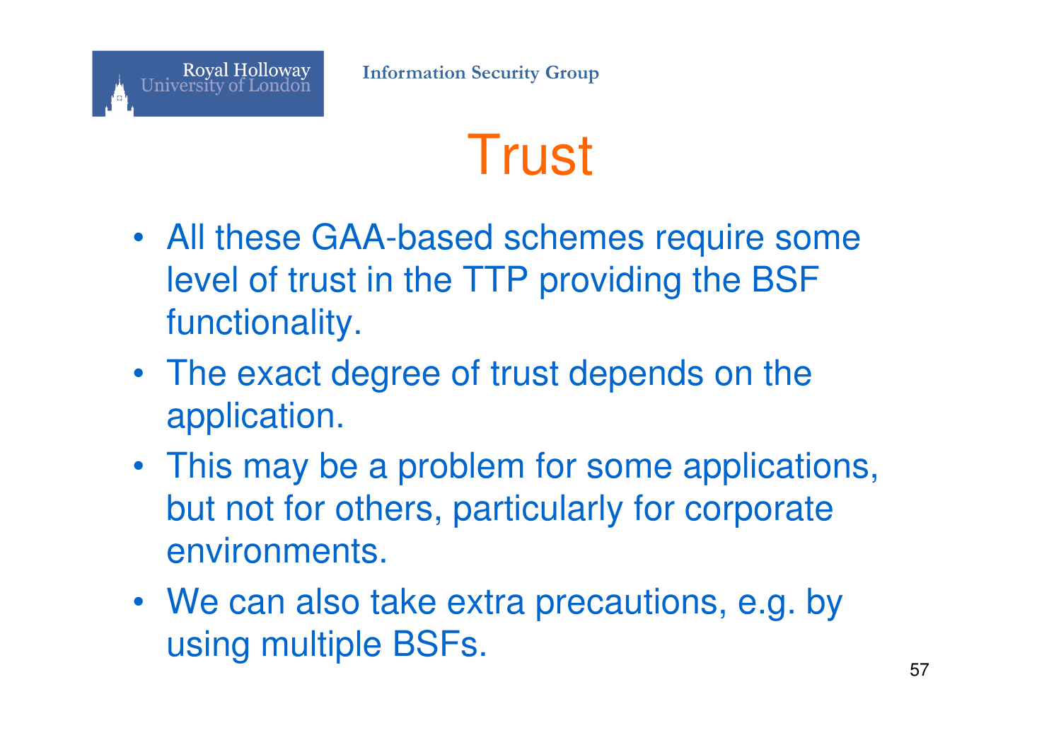# Trust

- All these GAA-based schemes require some level of trust in the TTP providing the BSF functionality.
- The exact degree of trust depends on the application.
- This may be a problem for some applications, but not for others, particularly for corporate environments.
- We can also take extra precautions, e.g. by using multiple BSFs.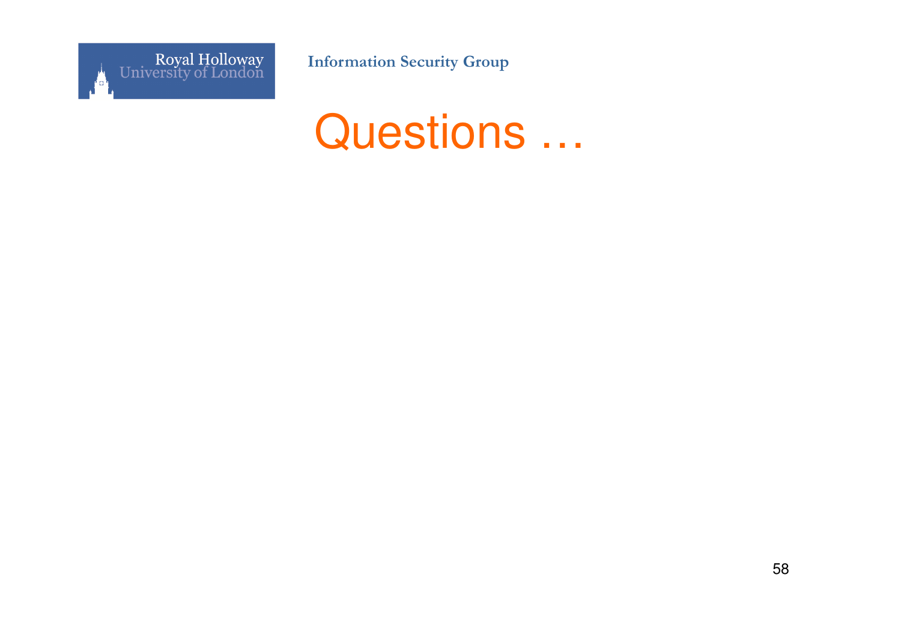# Questions …